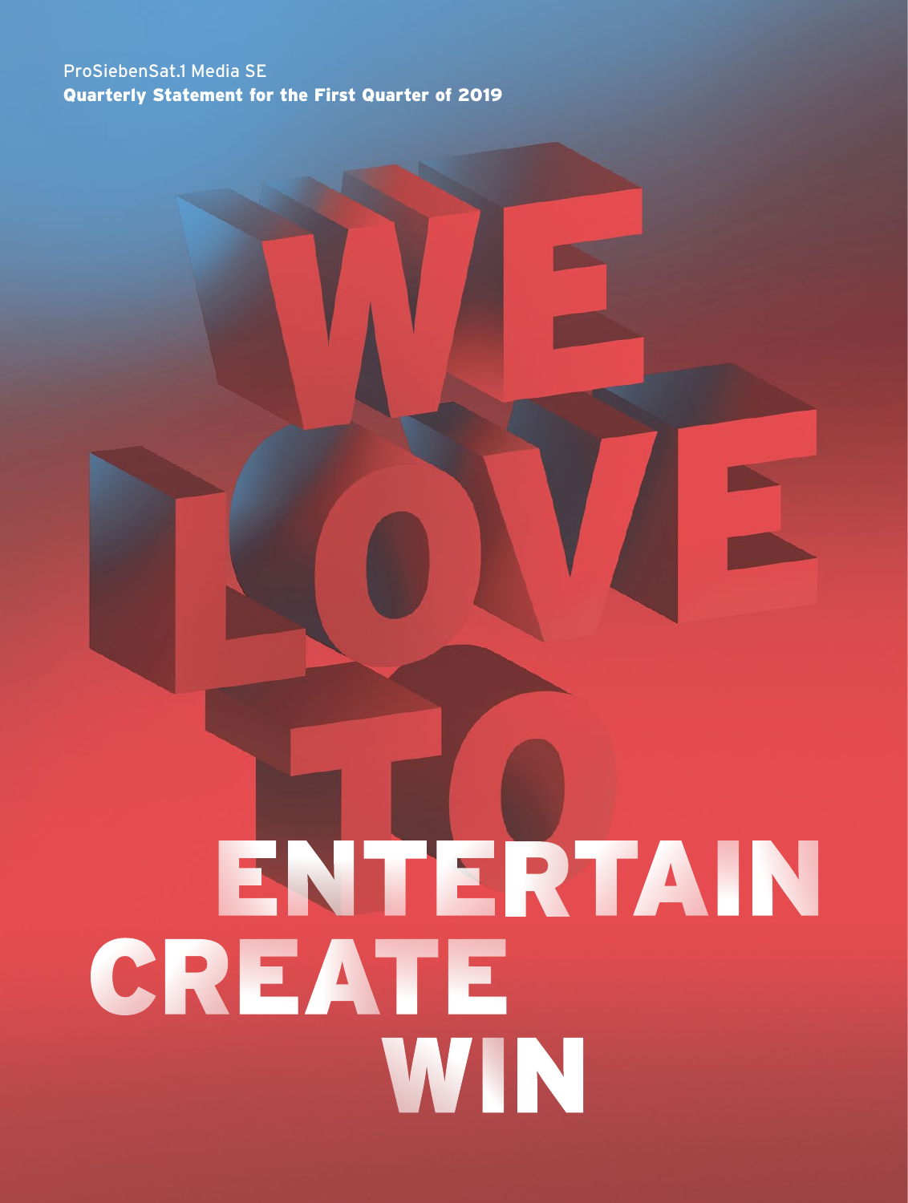ProSiebenSat.1 Media SE

**Quarterly Statement for the First Quarter of 2019**

# WE LOVE TO

# ENTERTAIN CREATE WIN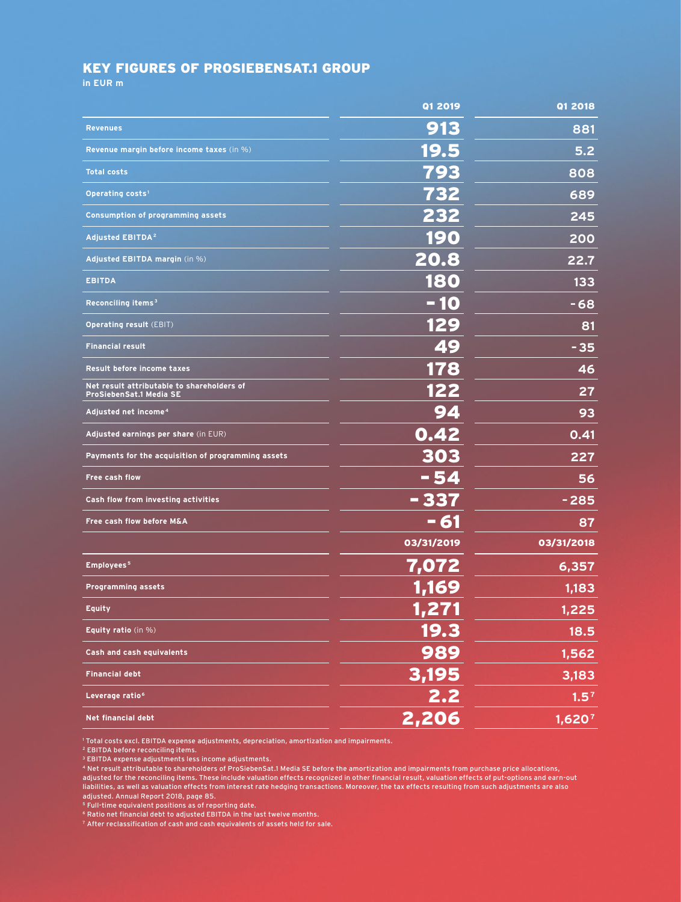## KEY FIGURES OF PROSIEBENSAT.1 GROUP

**in EUR m**

| | Q1 2019 | Q1 2018 |
|---|---|---|
| **Revenues** | 913 | 881 |
| **Revenue margin before income taxes** (in %) | 19.5 | 5.2 |
| **Total costs** | 793 | 808 |
| **Operating costs**[1] | 732 | 689 |
| **Consumption of programming assets** | 232 | 245 |
| **Adjusted EBITDA**[2] | 190 | 200 |
| **Adjusted EBITDA margin** (in %) | 20.8 | 22.7 |
| **EBITDA** | 180 | 133 |
| **Reconciling items**[3] | -10 | -68 |
| **Operating result** (EBIT) | 129 | 81 |
| **Financial result** | 49 | -35 |
| **Result before income taxes** | 178 | 46 |
| **Net result attributable to shareholders of ProSiebenSat.1 Media SE** | 122 | 27 |
| **Adjusted net income**[4] | 94 | 93 |
| **Adjusted earnings per share** (in EUR) | 0.42 | 0.41 |
| **Payments for the acquisition of programming assets** | 303 | 227 |
| **Free cash flow** | -54 | 56 |
| **Cash flow from investing activities** | -337 | -285 |
| **Free cash flow before M&A** | -61 | 87 |
| | **03/31/2019** | **03/31/2018** |
| **Employees**[5] | 7,072 | 6,357 |
| **Programming assets** | 1,169 | 1,183 |
| **Equity** | 1,271 | 1,225 |
| **Equity ratio** (in %) | 19.3 | 18.5 |
| **Cash and cash equivalents** | 989 | 1,562 |
| **Financial debt** | 3,195 | 3,183 |
| **Leverage ratio**[6] | 2.2 | 1.5[7] |
| **Net financial debt** | 2,206 | 1,620[7] |

[1] Total costs excl. EBITDA expense adjustments, depreciation, amortization and impairments.
[2] EBITDA before reconciling items.
[3] EBITDA expense adjustments less income adjustments.
[4] Net result attributable to shareholders of ProSiebenSat.1 Media SE before the amortization and impairments from purchase price allocations, adjusted for the reconciling items. These include valuation effects recognized in other financial result, valuation effects of put-options and earn-out liabilities, as well as valuation effects from interest rate hedging transactions. Moreover, the tax effects resulting from such adjustments are also adjusted. Annual Report 2018, page 85.
[5] Full-time equivalent positions as of reporting date.
[6] Ratio net financial debt to adjusted EBITDA in the last twelve months.
[7] After reclassification of cash and cash equivalents of assets held for sale.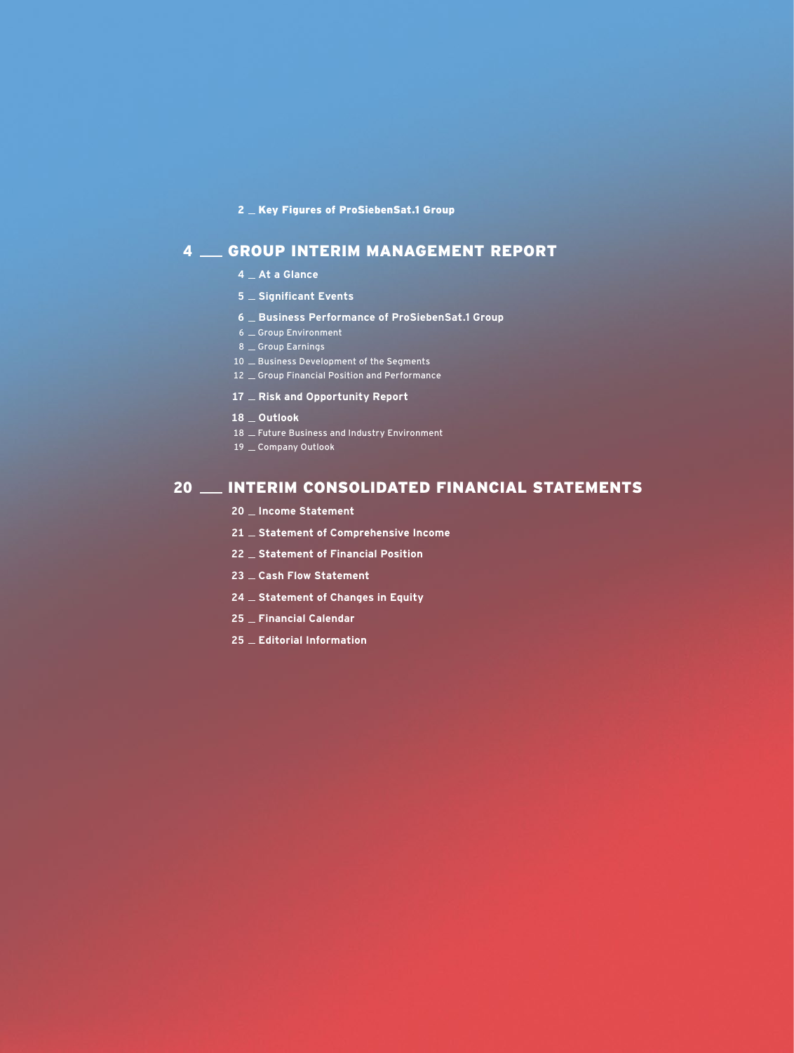2 _ Key Figures of ProSiebenSat.1 Group

## 4 ___ GROUP INTERIM MANAGEMENT REPORT

4 _ At a Glance

5 _ Significant Events

6 _ Business Performance of ProSiebenSat.1 Group

6 _ Group Environment

8 _ Group Earnings

10 _ Business Development of the Segments

12 _ Group Financial Position and Performance

17 _ Risk and Opportunity Report

18 _ Outlook

18 _ Future Business and Industry Environment

19 _ Company Outlook

## 20 ___ INTERIM CONSOLIDATED FINANCIAL STATEMENTS

20 _ Income Statement

21 _ Statement of Comprehensive Income

22 _ Statement of Financial Position

23 _ Cash Flow Statement

24 _ Statement of Changes in Equity

25 _ Financial Calendar

25 _ Editorial Information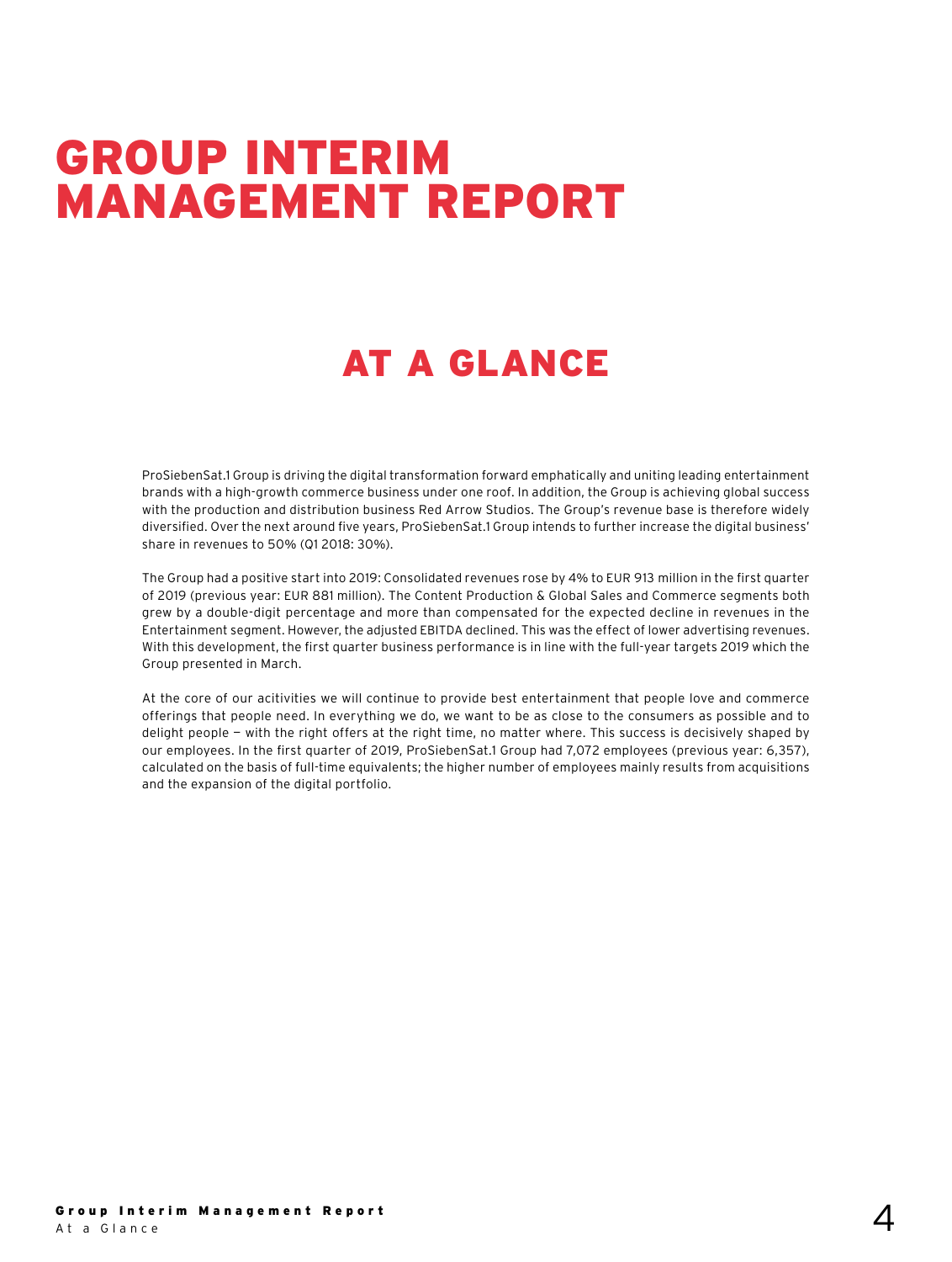# GROUP INTERIM MANAGEMENT REPORT

## AT A GLANCE

ProSiebenSat.1 Group is driving the digital transformation forward emphatically and uniting leading entertainment brands with a high-growth commerce business under one roof. In addition, the Group is achieving global success with the production and distribution business Red Arrow Studios. The Group's revenue base is therefore widely diversified. Over the next around five years, ProSiebenSat.1 Group intends to further increase the digital business' share in revenues to 50% (Q1 2018: 30%).

The Group had a positive start into 2019: Consolidated revenues rose by 4% to EUR 913 million in the first quarter of 2019 (previous year: EUR 881 million). The Content Production & Global Sales and Commerce segments both grew by a double-digit percentage and more than compensated for the expected decline in revenues in the Entertainment segment. However, the adjusted EBITDA declined. This was the effect of lower advertising revenues. With this development, the first quarter business performance is in line with the full-year targets 2019 which the Group presented in March.

At the core of our acitivities we will continue to provide best entertainment that people love and commerce offerings that people need. In everything we do, we want to be as close to the consumers as possible and to delight people — with the right offers at the right time, no matter where. This success is decisively shaped by our employees. In the first quarter of 2019, ProSiebenSat.1 Group had 7,072 employees (previous year: 6,357), calculated on the basis of full-time equivalents; the higher number of employees mainly results from acquisitions and the expansion of the digital portfolio.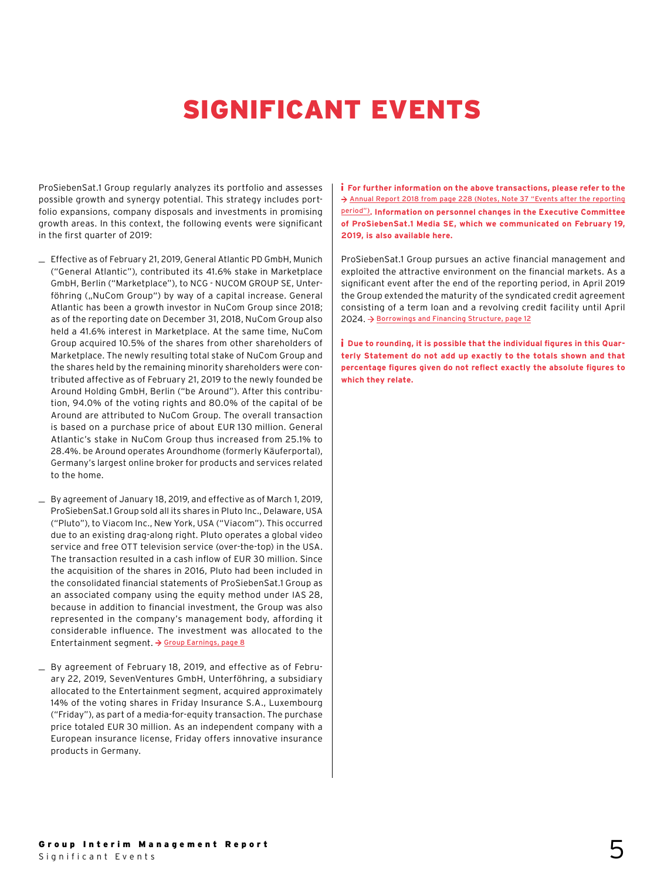# SIGNIFICANT EVENTS

ProSiebenSat.1 Group regularly analyzes its portfolio and assesses possible growth and synergy potential. This strategy includes portfolio expansions, company disposals and investments in promising growth areas. In this context, the following events were significant in the first quarter of 2019:

- Effective as of February 21, 2019, General Atlantic PD GmbH, Munich ("General Atlantic"), contributed its 41.6% stake in Marketplace GmbH, Berlin ("Marketplace"), to NCG - NUCOM GROUP SE, Unterföhring („NuCom Group") by way of a capital increase. General Atlantic has been a growth investor in NuCom Group since 2018; as of the reporting date on December 31, 2018, NuCom Group also held a 41.6% interest in Marketplace. At the same time, NuCom Group acquired 10.5% of the shares from other shareholders of Marketplace. The newly resulting total stake of NuCom Group and the shares held by the remaining minority shareholders were contributed affective as of February 21, 2019 to the newly founded be Around Holding GmbH, Berlin ("be Around"). After this contribution, 94.0% of the voting rights and 80.0% of the capital of be Around are attributed to NuCom Group. The overall transaction is based on a purchase price of about EUR 130 million. General Atlantic's stake in NuCom Group thus increased from 25.1% to 28.4%. be Around operates Aroundhome (formerly Käuferportal), Germany's largest online broker for products and services related to the home.
- By agreement of January 18, 2019, and effective as of March 1, 2019, ProSiebenSat.1 Group sold all its shares in Pluto Inc., Delaware, USA ("Pluto"), to Viacom Inc., New York, USA ("Viacom"). This occurred due to an existing drag-along right. Pluto operates a global video service and free OTT television service (over-the-top) in the USA. The transaction resulted in a cash inflow of EUR 30 million. Since the acquisition of the shares in 2016, Pluto had been included in the consolidated financial statements of ProSiebenSat.1 Group as an associated company using the equity method under IAS 28, because in addition to financial investment, the Group was also represented in the company's management body, affording it considerable influence. The investment was allocated to the Entertainment segment. → Group Earnings, page 8
- By agreement of February 18, 2019, and effective as of February 22, 2019, SevenVentures GmbH, Unterföhring, a subsidiary allocated to the Entertainment segment, acquired approximately 14% of the voting shares in Friday Insurance S.A., Luxembourg ("Friday"), as part of a media-for-equity transaction. The purchase price totaled EUR 30 million. As an independent company with a European insurance license, Friday offers innovative insurance products in Germany.

**For further information on the above transactions, please refer to the → Annual Report 2018 from page 228 (Notes, Note 37 "Events after the reporting period"). Information on personnel changes in the Executive Committee of ProSiebenSat.1 Media SE, which we communicated on February 19, 2019, is also available here.**

ProSiebenSat.1 Group pursues an active financial management and exploited the attractive environment on the financial markets. As a significant event after the end of the reporting period, in April 2019 the Group extended the maturity of the syndicated credit agreement consisting of a term loan and a revolving credit facility until April 2024. → Borrowings and Financing Structure, page 12

**Due to rounding, it is possible that the individual figures in this Quarterly Statement do not add up exactly to the totals shown and that percentage figures given do not reflect exactly the absolute figures to which they relate.**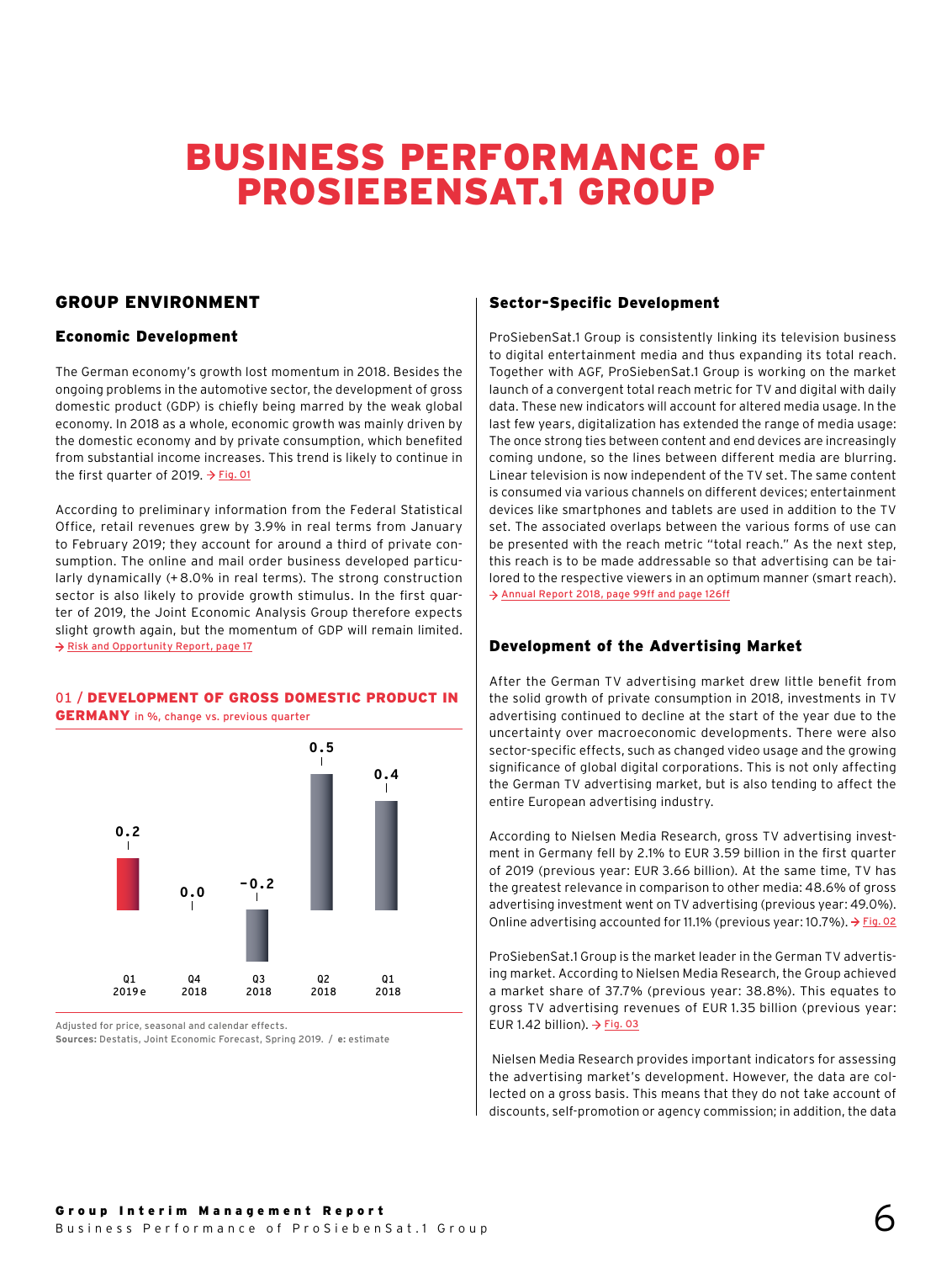# BUSINESS PERFORMANCE OF PROSIEBENSAT.1 GROUP

## GROUP ENVIRONMENT

### Economic Development

The German economy's growth lost momentum in 2018. Besides the ongoing problems in the automotive sector, the development of gross domestic product (GDP) is chiefly being marred by the weak global economy. In 2018 as a whole, economic growth was mainly driven by the domestic economy and by private consumption, which benefited from substantial income increases. This trend is likely to continue in the first quarter of 2019. → Fig. 01

According to preliminary information from the Federal Statistical Office, retail revenues grew by 3.9% in real terms from January to February 2019; they account for around a third of private consumption. The online and mail order business developed particularly dynamically (+8.0% in real terms). The strong construction sector is also likely to provide growth stimulus. In the first quarter of 2019, the Joint Economic Analysis Group therefore expects slight growth again, but the momentum of GDP will remain limited. → Risk and Opportunity Report, page 17

**01 / DEVELOPMENT OF GROSS DOMESTIC PRODUCT IN GERMANY** in %, change vs. previous quarter

| Q1 2019e | Q4 2018 | Q3 2018 | Q2 2018 | Q1 2018 |
|---|---|---|---|---|
| 0.2 | 0.0 | -0.2 | 0.5 | 0.4 |

Adjusted for price, seasonal and calendar effects.
**Sources:** Destatis, Joint Economic Forecast, Spring 2019. / **e:** estimate

### Sector-Specific Development

ProSiebenSat.1 Group is consistently linking its television business to digital entertainment media and thus expanding its total reach. Together with AGF, ProSiebenSat.1 Group is working on the market launch of a convergent total reach metric for TV and digital with daily data. These new indicators will account for altered media usage. In the last few years, digitalization has extended the range of media usage: The once strong ties between content and end devices are increasingly coming undone, so the lines between different media are blurring. Linear television is now independent of the TV set. The same content is consumed via various channels on different devices; entertainment devices like smartphones and tablets are used in addition to the TV set. The associated overlaps between the various forms of use can be presented with the reach metric "total reach." As the next step, this reach is to be made addressable so that advertising can be tailored to the respective viewers in an optimum manner (smart reach). → Annual Report 2018, page 99ff and page 126ff

### Development of the Advertising Market

After the German TV advertising market drew little benefit from the solid growth of private consumption in 2018, investments in TV advertising continued to decline at the start of the year due to the uncertainty over macroeconomic developments. There were also sector-specific effects, such as changed video usage and the growing significance of global digital corporations. This is not only affecting the German TV advertising market, but is also tending to affect the entire European advertising industry.

According to Nielsen Media Research, gross TV advertising investment in Germany fell by 2.1% to EUR 3.59 billion in the first quarter of 2019 (previous year: EUR 3.66 billion). At the same time, TV has the greatest relevance in comparison to other media: 48.6% of gross advertising investment went on TV advertising (previous year: 49.0%). Online advertising accounted for 11.1% (previous year: 10.7%). → Fig. 02

ProSiebenSat.1 Group is the market leader in the German TV advertising market. According to Nielsen Media Research, the Group achieved a market share of 37.7% (previous year: 38.8%). This equates to gross TV advertising revenues of EUR 1.35 billion (previous year: EUR 1.42 billion). → Fig. 03

Nielsen Media Research provides important indicators for assessing the advertising market's development. However, the data are collected on a gross basis. This means that they do not take account of discounts, self-promotion or agency commission; in addition, the data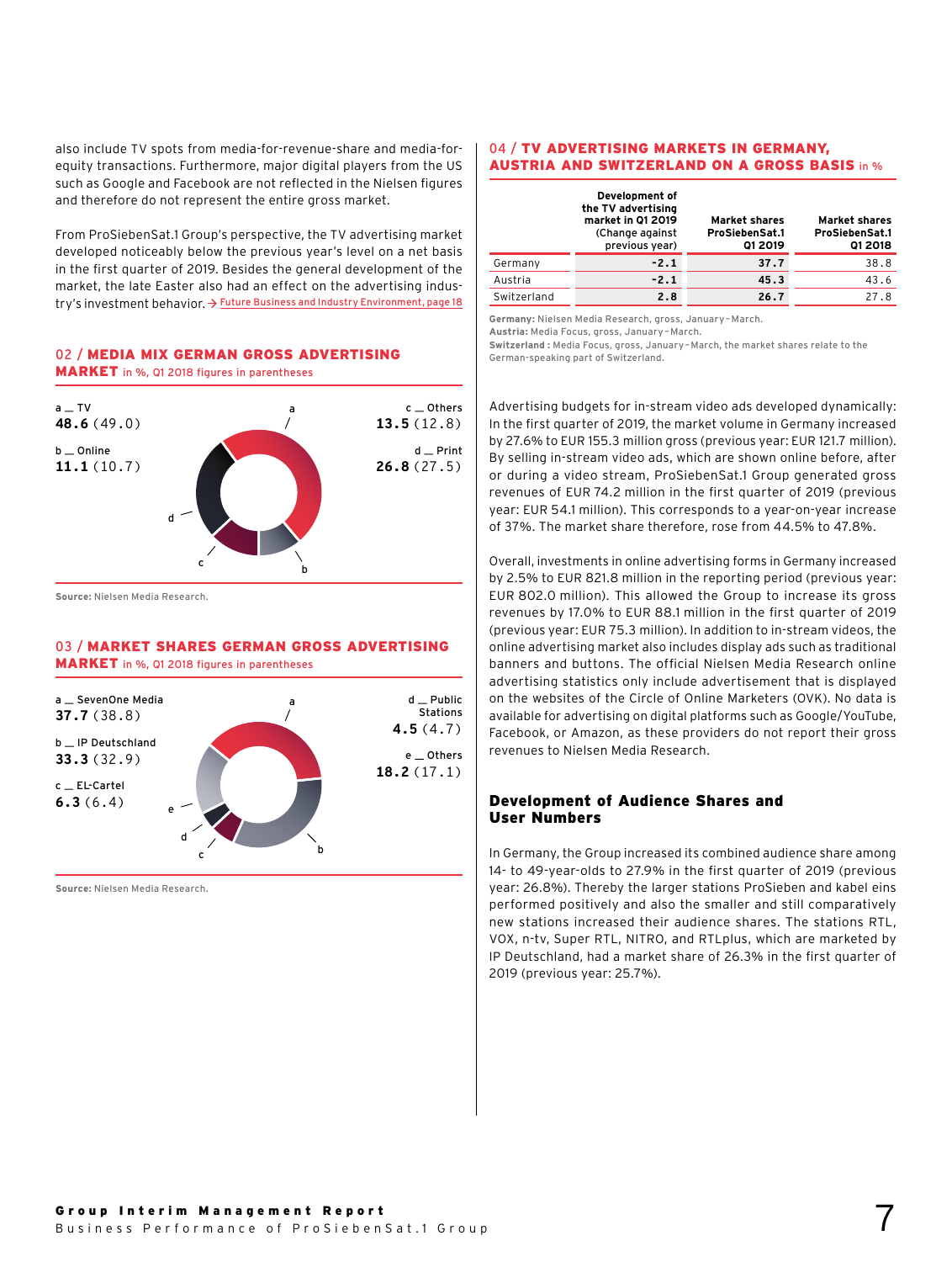also include TV spots from media-for-revenue-share and media-for-equity transactions. Furthermore, major digital players from the US such as Google and Facebook are not reflected in the Nielsen figures and therefore do not represent the entire gross market.

From ProSiebenSat.1 Group's perspective, the TV advertising market developed noticeably below the previous year's level on a net basis in the first quarter of 2019. Besides the general development of the market, the late Easter also had an effect on the advertising industry's investment behavior. → Future Business and Industry Environment, page 18

### 02 / MEDIA MIX GERMAN GROSS ADVERTISING MARKET in %, Q1 2018 figures in parentheses

a _ TV
**48.6** (49.0)

b _ Online
**11.1** (10.7)

c _ Others
**13.5** (12.8)

d _ Print
**26.8** (27.5)

**Source:** Nielsen Media Research.

### 03 / MARKET SHARES GERMAN GROSS ADVERTISING MARKET in %, Q1 2018 figures in parentheses

a _ SevenOne Media
**37.7** (38.8)

b _ IP Deutschland
**33.3** (32.9)

c _ EL-Cartel
**6.3** (6.4)

d _ Public Stations
**4.5** (4.7)

e _ Others
**18.2** (17.1)

**Source:** Nielsen Media Research.

### 04 / TV ADVERTISING MARKETS IN GERMANY, AUSTRIA AND SWITZERLAND ON A GROSS BASIS in %

| | Development of the TV advertising market in Q1 2019 (Change against previous year) | Market shares ProSiebenSat.1 Q1 2019 | Market shares ProSiebenSat.1 Q1 2018 |
|---|---|---|---|
| Germany | **-2.1** | **37.7** | 38.8 |
| Austria | **-2.1** | **45.3** | 43.6 |
| Switzerland | **2.8** | **26.7** | 27.8 |

**Germany:** Nielsen Media Research, gross, January–March.
**Austria:** Media Focus, gross, January–March.
**Switzerland:** Media Focus, gross, January–March, the market shares relate to the German-speaking part of Switzerland.

Advertising budgets for in-stream video ads developed dynamically: In the first quarter of 2019, the market volume in Germany increased by 27.6% to EUR 155.3 million gross (previous year: EUR 121.7 million). By selling in-stream video ads, which are shown online before, after or during a video stream, ProSiebenSat.1 Group generated gross revenues of EUR 74.2 million in the first quarter of 2019 (previous year: EUR 54.1 million). This corresponds to a year-on-year increase of 37%. The market share therefore, rose from 44.5% to 47.8%.

Overall, investments in online advertising forms in Germany increased by 2.5% to EUR 821.8 million in the reporting period (previous year: EUR 802.0 million). This allowed the Group to increase its gross revenues by 17.0% to EUR 88.1 million in the first quarter of 2019 (previous year: EUR 75.3 million). In addition to in-stream videos, the online advertising market also includes display ads such as traditional banners and buttons. The official Nielsen Media Research online advertising statistics only include advertisement that is displayed on the websites of the Circle of Online Marketers (OVK). No data is available for advertising on digital platforms such as Google/YouTube, Facebook, or Amazon, as these providers do not report their gross revenues to Nielsen Media Research.

## Development of Audience Shares and User Numbers

In Germany, the Group increased its combined audience share among 14- to 49-year-olds to 27.9% in the first quarter of 2019 (previous year: 26.8%). Thereby the larger stations ProSieben and kabel eins performed positively and also the smaller and still comparatively new stations increased their audience shares. The stations RTL, VOX, n-tv, Super RTL, NITRO, and RTLplus, which are marketed by IP Deutschland, had a market share of 26.3% in the first quarter of 2019 (previous year: 25.7%).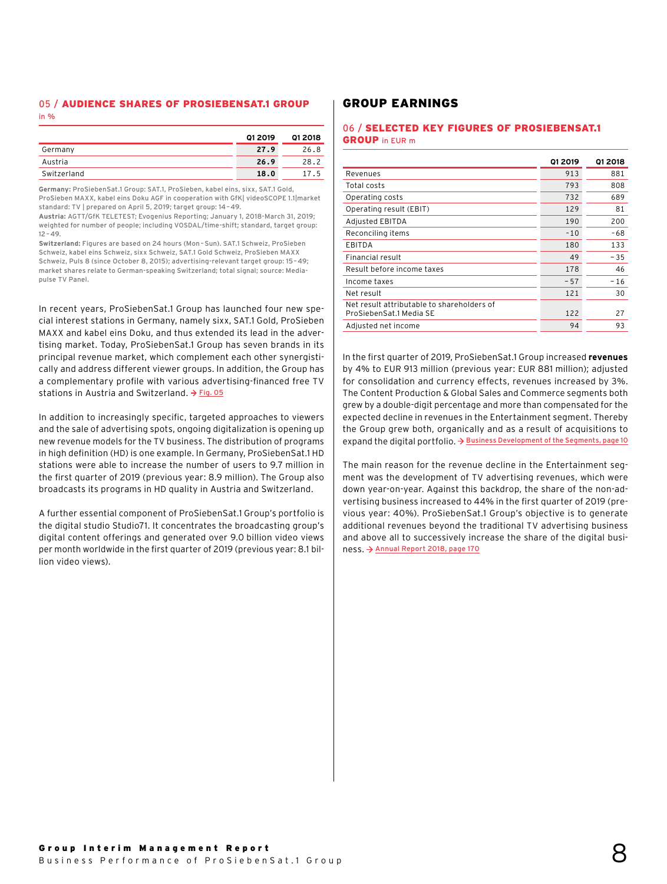### 05 / AUDIENCE SHARES OF PROSIEBENSAT.1 GROUP
in %

| | Q1 2019 | Q1 2018 |
|---|---|---|
| Germany | **27.9** | 26.8 |
| Austria | **26.9** | 28.2 |
| Switzerland | **18.0** | 17.5 |

**Germany:** ProSiebenSat.1 Group: SAT.1, ProSieben, kabel eins, sixx, SAT.1 Gold, ProSieben MAXX, kabel eins Doku AGF in cooperation with GfK| videoSCOPE 1.1|market standard: TV | prepared on April 5, 2019; target group: 14–49.
**Austria:** AGTT/GfK TELETEST; Evogenius Reporting; January 1, 2018-March 31, 2019; weighted for number of people; including VOSDAL/time-shift; standard, target group: 12–49.
**Switzerland:** Figures are based on 24 hours (Mon–Sun). SAT.1 Schweiz, ProSieben Schweiz, kabel eins Schweiz, sixx Schweiz, SAT.1 Gold Schweiz, ProSieben MAXX Schweiz, Puls 8 (since October 8, 2015); advertising-relevant target group: 15–49; market shares relate to German-speaking Switzerland; total signal; source: Mediapulse TV Panel.

In recent years, ProSiebenSat.1 Group has launched four new special interest stations in Germany, namely sixx, SAT.1 Gold, ProSieben MAXX and kabel eins Doku, and thus extended its lead in the advertising market. Today, ProSiebenSat.1 Group has seven brands in its principal revenue market, which complement each other synergistically and address different viewer groups. In addition, the Group has a complementary profile with various advertising-financed free TV stations in Austria and Switzerland. → Fig. 05

In addition to increasingly specific, targeted approaches to viewers and the sale of advertising spots, ongoing digitalization is opening up new revenue models for the TV business. The distribution of programs in high definition (HD) is one example. In Germany, ProSiebenSat.1 HD stations were able to increase the number of users to 9.7 million in the first quarter of 2019 (previous year: 8.9 million). The Group also broadcasts its programs in HD quality in Austria and Switzerland.

A further essential component of ProSiebenSat.1 Group's portfolio is the digital studio Studio71. It concentrates the broadcasting group's digital content offerings and generated over 9.0 billion video views per month worldwide in the first quarter of 2019 (previous year: 8.1 billion video views).

## GROUP EARNINGS

### 06 / SELECTED KEY FIGURES OF PROSIEBENSAT.1 GROUP in EUR m

| | Q1 2019 | Q1 2018 |
|---|---|---|
| Revenues | 913 | 881 |
| Total costs | 793 | 808 |
| Operating costs | 732 | 689 |
| Operating result (EBIT) | 129 | 81 |
| Adjusted EBITDA | 190 | 200 |
| Reconciling items | -10 | -68 |
| EBITDA | 180 | 133 |
| Financial result | 49 | -35 |
| Result before income taxes | 178 | 46 |
| Income taxes | -57 | -16 |
| Net result | 121 | 30 |
| Net result attributable to shareholders of ProSiebenSat.1 Media SE | 122 | 27 |
| Adjusted net income | 94 | 93 |

In the first quarter of 2019, ProSiebenSat.1 Group increased **revenues** by 4% to EUR 913 million (previous year: EUR 881 million); adjusted for consolidation and currency effects, revenues increased by 3%. The Content Production & Global Sales and Commerce segments both grew by a double-digit percentage and more than compensated for the expected decline in revenues in the Entertainment segment. Thereby the Group grew both, organically and as a result of acquisitions to expand the digital portfolio. → Business Development of the Segments, page 10

The main reason for the revenue decline in the Entertainment segment was the development of TV advertising revenues, which were down year-on-year. Against this backdrop, the share of the non-advertising business increased to 44% in the first quarter of 2019 (previous year: 40%). ProSiebenSat.1 Group's objective is to generate additional revenues beyond the traditional TV advertising business and above all to successively increase the share of the digital business. → Annual Report 2018, page 170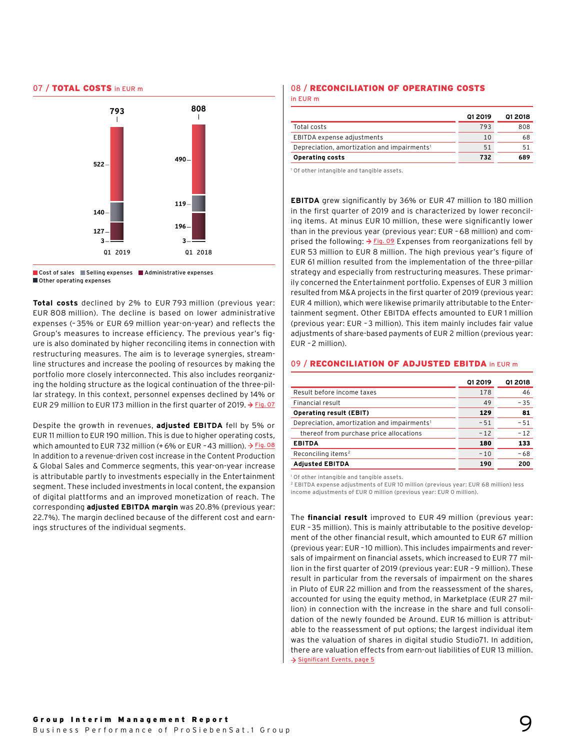## 07 / TOTAL COSTS in EUR m

| | Q1 2019 | Q1 2018 |
|---|---|---|
| Cost of sales | 522 | 490 |
| Selling expenses | 140 | 119 |
| Administrative expenses | 127 | 196 |
| Other operating expenses | 3 | 3 |
| Total | 793 | 808 |

**Total costs** declined by 2% to EUR 793 million (previous year: EUR 808 million). The decline is based on lower administrative expenses (–35% or EUR 69 million year-on-year) and reflects the Group's measures to increase efficiency. The previous year's figure is also dominated by higher reconciling items in connection with restructuring measures. The aim is to leverage synergies, streamline structures and increase the pooling of resources by making the portfolio more closely interconnected. This also includes reorganizing the holding structure as the logical continuation of the three-pillar strategy. In this context, personnel expenses declined by 14% or EUR 29 million to EUR 173 million in the first quarter of 2019. → Fig. 07

Despite the growth in revenues, **adjusted EBITDA** fell by 5% or EUR 11 million to EUR 190 million. This is due to higher operating costs, which amounted to EUR 732 million (+6% or EUR –43 million). → Fig. 08 In addition to a revenue-driven cost increase in the Content Production & Global Sales and Commerce segments, this year-on-year increase is attributable partly to investments especially in the Entertainment segment. These included investments in local content, the expansion of digital plattforms and an improved monetization of reach. The corresponding **adjusted EBITDA margin** was 20.8% (previous year: 22.7%). The margin declined because of the different cost and earnings structures of the individual segments.

## 08 / RECONCILIATION OF OPERATING COSTS in EUR m

| | Q1 2019 | Q1 2018 |
|---|---|---|
| Total costs | 793 | 808 |
| EBITDA expense adjustments | 10 | 68 |
| Depreciation, amortization and impairments[1] | 51 | 51 |
| **Operating costs** | **732** | **689** |

[1] Of other intangible and tangible assets.

**EBITDA** grew significantly by 36% or EUR 47 million to 180 million in the first quarter of 2019 and is characterized by lower reconciling items. At minus EUR 10 million, these were significantly lower than in the previous year (previous year: EUR –68 million) and comprised the following: → Fig. 09 Expenses from reorganizations fell by EUR 53 million to EUR 8 million. The high previous year's figure of EUR 61 million resulted from the implementation of the three-pillar strategy and especially from restructuring measures. These primarily concerned the Entertainment portfolio. Expenses of EUR 3 million resulted from M&A projects in the first quarter of 2019 (previous year: EUR 4 million), which were likewise primarily attributable to the Entertainment segment. Other EBITDA effects amounted to EUR 1 million (previous year: EUR –3 million). This item mainly includes fair value adjustments of share-based payments of EUR 2 million (previous year: EUR –2 million).

## 09 / RECONCILIATION OF ADJUSTED EBITDA in EUR m

| | Q1 2019 | Q1 2018 |
|---|---|---|
| Result before income taxes | 178 | 46 |
| Financial result | 49 | –35 |
| **Operating result (EBIT)** | **129** | **81** |
| Depreciation, amortization and impairments[1] | –51 | –51 |
| thereof from purchase price allocations | –12 | –12 |
| **EBITDA** | **180** | **133** |
| Reconciling items[2] | –10 | –68 |
| **Adjusted EBITDA** | **190** | **200** |

[1] Of other intangible and tangible assets.
[2] EBITDA expense adjustments of EUR 10 million (previous year: EUR 68 million) less income adjustments of EUR 0 million (previous year: EUR 0 million).

The **financial result** improved to EUR 49 million (previous year: EUR –35 million). This is mainly attributable to the positive development of the other financial result, which amounted to EUR 67 million (previous year: EUR –10 million). This includes impairments and reversals of impairment on financial assets, which increased to EUR 77 million in the first quarter of 2019 (previous year: EUR –9 million). These result in particular from the reversals of impairment on the shares in Pluto of EUR 22 million and from the reassessment of the shares, accounted for using the equity method, in Marketplace (EUR 27 million) in connection with the increase in the share and full consolidation of the newly founded be Around. EUR 16 million is attributable to the reassessment of put options; the largest individual item was the valuation of shares in digital studio Studio71. In addition, there are valuation effects from earn-out liabilities of EUR 13 million. → Significant Events, page 5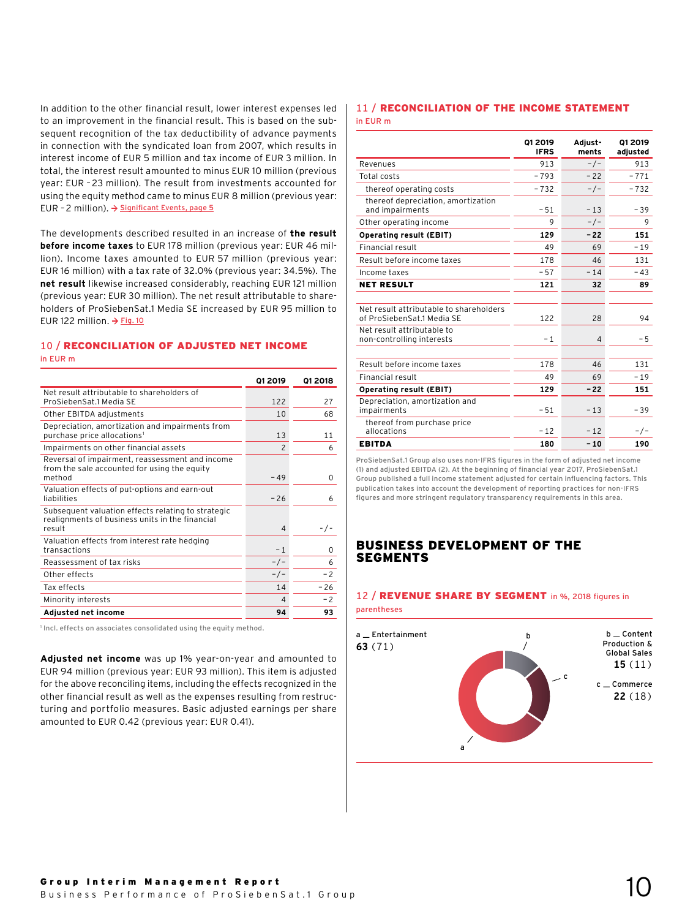In addition to the other financial result, lower interest expenses led to an improvement in the financial result. This is based on the subsequent recognition of the tax deductibility of advance payments in connection with the syndicated loan from 2007, which results in interest income of EUR 5 million and tax income of EUR 3 million. In total, the interest result amounted to minus EUR 10 million (previous year: EUR –23 million). The result from investments accounted for using the equity method came to minus EUR 8 million (previous year: EUR –2 million). → Significant Events, page 5

The developments described resulted in an increase of **the result before income taxes** to EUR 178 million (previous year: EUR 46 million). Income taxes amounted to EUR 57 million (previous year: EUR 16 million) with a tax rate of 32.0% (previous year: 34.5%). The **net result** likewise increased considerably, reaching EUR 121 million (previous year: EUR 30 million). The net result attributable to shareholders of ProSiebenSat.1 Media SE increased by EUR 95 million to EUR 122 million. → Fig. 10

## 10 / RECONCILIATION OF ADJUSTED NET INCOME

in EUR m

| | Q1 2019 | Q1 2018 |
|---|---|---|
| Net result attributable to shareholders of ProSiebenSat.1 Media SE | 122 | 27 |
| Other EBITDA adjustments | 10 | 68 |
| Depreciation, amortization and impairments from purchase price allocations[1] | 13 | 11 |
| Impairments on other financial assets | 2 | 6 |
| Reversal of impairment, reassessment and income from the sale accounted for using the equity method | –49 | 0 |
| Valuation effects of put-options and earn-out liabilities | –26 | 6 |
| Subsequent valuation effects relating to strategic realignments of business units in the financial result | 4 | -/- |
| Valuation effects from interest rate hedging transactions | –1 | 0 |
| Reassessment of tax risks | -/- | 6 |
| Other effects | -/- | –2 |
| Tax effects | 14 | –26 |
| Minority interests | 4 | –2 |
| **Adjusted net income** | **94** | **93** |

[1] Incl. effects on associates consolidated using the equity method.

**Adjusted net income** was up 1% year-on-year and amounted to EUR 94 million (previous year: EUR 93 million). This item is adjusted for the above reconciling items, including the effects recognized in the other financial result as well as the expenses resulting from restructuring and portfolio measures. Basic adjusted earnings per share amounted to EUR 0.42 (previous year: EUR 0.41).

## 11 / RECONCILIATION OF THE INCOME STATEMENT

in EUR m

| | Q1 2019 IFRS | Adjustments | Q1 2019 adjusted |
|---|---|---|---|
| Revenues | 913 | -/- | 913 |
| Total costs | –793 | –22 | –771 |
| thereof operating costs | –732 | -/- | –732 |
| thereof depreciation, amortization and impairments | –51 | –13 | –39 |
| Other operating income | 9 | -/- | 9 |
| **Operating result (EBIT)** | **129** | **–22** | **151** |
| Financial result | 49 | 69 | –19 |
| Result before income taxes | 178 | 46 | 131 |
| Income taxes | –57 | –14 | –43 |
| **NET RESULT** | **121** | **32** | **89** |
| | | | |
| Net result attributable to shareholders of ProSiebenSat.1 Media SE | 122 | 28 | 94 |
| Net result attributable to non-controlling interests | –1 | 4 | –5 |
| | | | |
| Result before income taxes | 178 | 46 | 131 |
| Financial result | 49 | 69 | –19 |
| **Operating result (EBIT)** | **129** | **–22** | **151** |
| Depreciation, amortization and impairments | –51 | –13 | –39 |
| thereof from purchase price allocations | –12 | –12 | -/- |
| **EBITDA** | **180** | **–10** | **190** |

ProSiebenSat.1 Group also uses non-IFRS figures in the form of adjusted net income (1) and adjusted EBITDA (2). At the beginning of financial year 2017, ProSiebenSat.1 Group published a full income statement adjusted for certain influencing factors. This publication takes into account the development of reporting practices for non-IFRS figures and more stringent regulatory transparency requirements in this area.

# BUSINESS DEVELOPMENT OF THE SEGMENTS

## 12 / REVENUE SHARE BY SEGMENT in %, 2018 figures in parentheses

a _ Entertainment
**63** (71)

b _ Content Production & Global Sales
**15** (11)

c _ Commerce
**22** (18)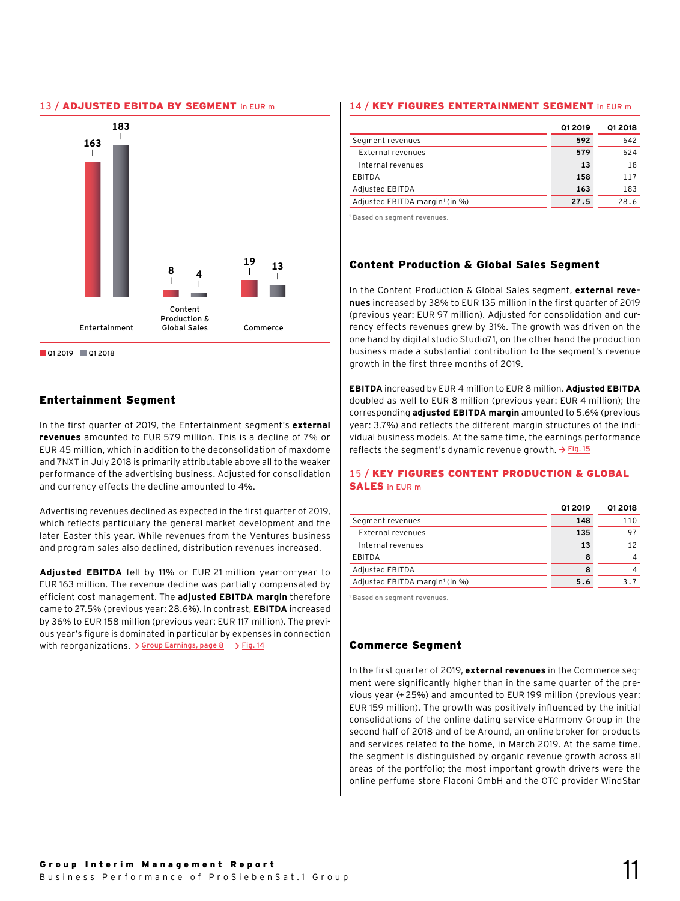## 13 / ADJUSTED EBITDA BY SEGMENT in EUR m

| | Q1 2019 | Q1 2018 |
|---|---|---|
| Entertainment | 163 | 183 |
| Content Production & Global Sales | 8 | 4 |
| Commerce | 19 | 13 |

## Entertainment Segment

In the first quarter of 2019, the Entertainment segment's **external revenues** amounted to EUR 579 million. This is a decline of 7% or EUR 45 million, which in addition to the deconsolidation of maxdome and 7NXT in July 2018 is primarily attributable above all to the weaker performance of the advertising business. Adjusted for consolidation and currency effects the decline amounted to 4%.

Advertising revenues declined as expected in the first quarter of 2019, which reflects particulary the general market development and the later Easter this year. While revenues from the Ventures business and program sales also declined, distribution revenues increased.

**Adjusted EBITDA** fell by 11% or EUR 21 million year-on-year to EUR 163 million. The revenue decline was partially compensated by efficient cost management. The **adjusted EBITDA margin** therefore came to 27.5% (previous year: 28.6%). In contrast, **EBITDA** increased by 36% to EUR 158 million (previous year: EUR 117 million). The previous year's figure is dominated in particular by expenses in connection with reorganizations. → Group Earnings, page 8 → Fig. 14

## 14 / KEY FIGURES ENTERTAINMENT SEGMENT in EUR m

| | Q1 2019 | Q1 2018 |
|---|---|---|
| Segment revenues | 592 | 642 |
| External revenues | 579 | 624 |
| Internal revenues | 13 | 18 |
| EBITDA | 158 | 117 |
| Adjusted EBITDA | 163 | 183 |
| Adjusted EBITDA margin[1] (in %) | 27.5 | 28.6 |

[1] Based on segment revenues.

## Content Production & Global Sales Segment

In the Content Production & Global Sales segment, **external revenues** increased by 38% to EUR 135 million in the first quarter of 2019 (previous year: EUR 97 million). Adjusted for consolidation and currency effects revenues grew by 31%. The growth was driven on the one hand by digital studio Studio71, on the other hand the production business made a substantial contribution to the segment's revenue growth in the first three months of 2019.

**EBITDA** increased by EUR 4 million to EUR 8 million. **Adjusted EBITDA** doubled as well to EUR 8 million (previous year: EUR 4 million); the corresponding **adjusted EBITDA margin** amounted to 5.6% (previous year: 3.7%) and reflects the different margin structures of the individual business models. At the same time, the earnings performance reflects the segment's dynamic revenue growth. → Fig. 15

## 15 / KEY FIGURES CONTENT PRODUCTION & GLOBAL SALES in EUR m

| | Q1 2019 | Q1 2018 |
|---|---|---|
| Segment revenues | 148 | 110 |
| External revenues | 135 | 97 |
| Internal revenues | 13 | 12 |
| EBITDA | 8 | 4 |
| Adjusted EBITDA | 8 | 4 |
| Adjusted EBITDA margin[1] (in %) | 5.6 | 3.7 |

[1] Based on segment revenues.

## Commerce Segment

In the first quarter of 2019, **external revenues** in the Commerce segment were significantly higher than in the same quarter of the previous year (+25%) and amounted to EUR 199 million (previous year: EUR 159 million). The growth was positively influenced by the initial consolidations of the online dating service eHarmony Group in the second half of 2018 and of be Around, an online broker for products and services related to the home, in March 2019. At the same time, the segment is distinguished by organic revenue growth across all areas of the portfolio; the most important growth drivers were the online perfume store Flaconi GmbH and the OTC provider WindStar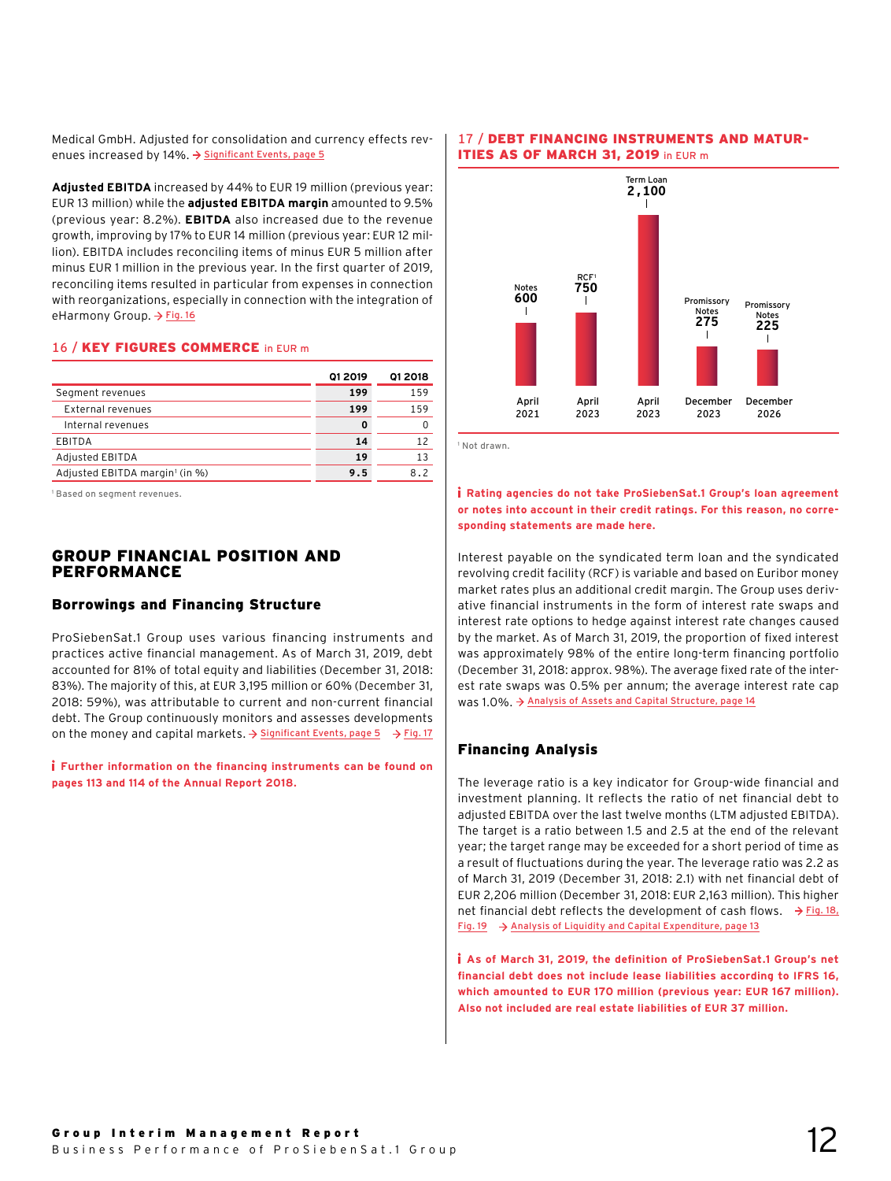Medical GmbH. Adjusted for consolidation and currency effects revenues increased by 14%. → Significant Events, page 5

**Adjusted EBITDA** increased by 44% to EUR 19 million (previous year: EUR 13 million) while the **adjusted EBITDA margin** amounted to 9.5% (previous year: 8.2%). **EBITDA** also increased due to the revenue growth, improving by 17% to EUR 14 million (previous year: EUR 12 million). EBITDA includes reconciling items of minus EUR 5 million after minus EUR 1 million in the previous year. In the first quarter of 2019, reconciling items resulted in particular from expenses in connection with reorganizations, especially in connection with the integration of eHarmony Group. → Fig. 16

### 16 / KEY FIGURES COMMERCE in EUR m

| | Q1 2019 | Q1 2018 |
|---|---|---|
| Segment revenues | **199** | 159 |
| External revenues | **199** | 159 |
| Internal revenues | **0** | 0 |
| EBITDA | **14** | 12 |
| Adjusted EBITDA | **19** | 13 |
| Adjusted EBITDA margin[1] (in %) | **9.5** | 8.2 |

[1] Based on segment revenues.

## GROUP FINANCIAL POSITION AND PERFORMANCE

### Borrowings and Financing Structure

ProSiebenSat.1 Group uses various financing instruments and practices active financial management. As of March 31, 2019, debt accounted for 81% of total equity and liabilities (December 31, 2018: 83%). The majority of this, at EUR 3,195 million or 60% (December 31, 2018: 59%), was attributable to current and non-current financial debt. The Group continuously monitors and assesses developments on the money and capital markets. → Significant Events, page 5 → Fig. 17

**Further information on the financing instruments can be found on pages 113 and 114 of the Annual Report 2018.**

### 17 / DEBT FINANCING INSTRUMENTS AND MATURITIES AS OF MARCH 31, 2019 in EUR m

| Instrument | Amount | Maturity |
|---|---|---|
| Notes | 600 | April 2021 |
| RCF[1] | 750 | April 2023 |
| Term Loan | 2,100 | April 2023 |
| Promissory Notes | 275 | December 2023 |
| Promissory Notes | 225 | December 2026 |

[1] Not drawn.

**Rating agencies do not take ProSiebenSat.1 Group's loan agreement or notes into account in their credit ratings. For this reason, no corresponding statements are made here.**

Interest payable on the syndicated term loan and the syndicated revolving credit facility (RCF) is variable and based on Euribor money market rates plus an additional credit margin. The Group uses derivative financial instruments in the form of interest rate swaps and interest rate options to hedge against interest rate changes caused by the market. As of March 31, 2019, the proportion of fixed interest was approximately 98% of the entire long-term financing portfolio (December 31, 2018: approx. 98%). The average fixed rate of the interest rate swaps was 0.5% per annum; the average interest rate cap was 1.0%. → Analysis of Assets and Capital Structure, page 14

### Financing Analysis

The leverage ratio is a key indicator for Group-wide financial and investment planning. It reflects the ratio of net financial debt to adjusted EBITDA over the last twelve months (LTM adjusted EBITDA). The target is a ratio between 1.5 and 2.5 at the end of the relevant year; the target range may be exceeded for a short period of time as a result of fluctuations during the year. The leverage ratio was 2.2 as of March 31, 2019 (December 31, 2018: 2.1) with net financial debt of EUR 2,206 million (December 31, 2018: EUR 2,163 million). This higher net financial debt reflects the development of cash flows. → Fig. 18, Fig. 19 → Analysis of Liquidity and Capital Expenditure, page 13

**As of March 31, 2019, the definition of ProSiebenSat.1 Group's net financial debt does not include lease liabilities according to IFRS 16, which amounted to EUR 170 million (previous year: EUR 167 million). Also not included are real estate liabilities of EUR 37 million.**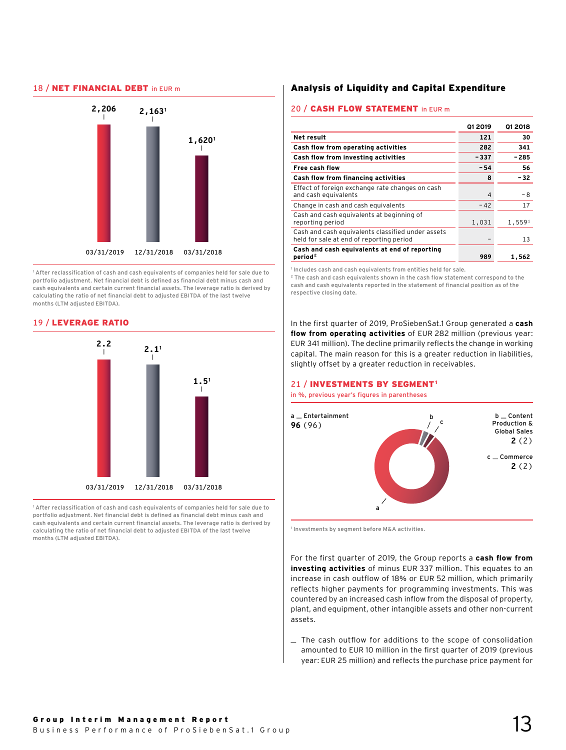## 18 / NET FINANCIAL DEBT in EUR m

| 03/31/2019 | 12/31/2018 | 03/31/2018 |
|---|---|---|
| 2,206 | 2,163[1] | 1,620[1] |

[1] After reclassification of cash and cash equivalents of companies held for sale due to portfolio adjustment. Net financial debt is defined as financial debt minus cash and cash equivalents and certain current financial assets. The leverage ratio is derived by calculating the ratio of net financial debt to adjusted EBITDA of the last twelve months (LTM adjusted EBITDA).

## 19 / LEVERAGE RATIO

| 03/31/2019 | 12/31/2018 | 03/31/2018 |
|---|---|---|
| 2.2 | 2.1[1] | 1.5[1] |

[1] After reclassification of cash and cash equivalents of companies held for sale due to portfolio adjustment. Net financial debt is defined as financial debt minus cash and cash equivalents and certain current financial assets. The leverage ratio is derived by calculating the ratio of net financial debt to adjusted EBITDA of the last twelve months (LTM adjusted EBITDA).

## Analysis of Liquidity and Capital Expenditure

### 20 / CASH FLOW STATEMENT in EUR m

| | Q1 2019 | Q1 2018 |
|---|---|---|
| **Net result** | **121** | **30** |
| **Cash flow from operating activities** | **282** | **341** |
| **Cash flow from investing activities** | **-337** | **-285** |
| **Free cash flow** | **-54** | **56** |
| **Cash flow from financing activities** | **8** | **-32** |
| Effect of foreign exchange rate changes on cash and cash equivalents | 4 | -8 |
| Change in cash and cash equivalents | -42 | 17 |
| Cash and cash equivalents at beginning of reporting period | 1,031 | 1,559[1] |
| Cash and cash equivalents classified under assets held for sale at end of reporting period | – | 13 |
| **Cash and cash equivalents at end of reporting period**[2] | **989** | **1,562** |

[1] Includes cash and cash equivalents from entities held for sale.
[2] The cash and cash equivalents shown in the cash flow statement correspond to the cash and cash equivalents reported in the statement of financial position as of the respective closing date.

In the first quarter of 2019, ProSiebenSat.1 Group generated a **cash flow from operating activities** of EUR 282 million (previous year: EUR 341 million). The decline primarily reflects the change in working capital. The main reason for this is a greater reduction in liabilities, slightly offset by a greater reduction in receivables.

### 21 / INVESTMENTS BY SEGMENT[1]

in %, previous year's figures in parentheses

a _ Entertainment **96** (96)
b _ Content Production & Global Sales **2** (2)
c _ Commerce **2** (2)

[1] Investments by segment before M&A activities.

For the first quarter of 2019, the Group reports a **cash flow from investing activities** of minus EUR 337 million. This equates to an increase in cash outflow of 18% or EUR 52 million, which primarily reflects higher payments for programming investments. This was countered by an increased cash inflow from the disposal of property, plant, and equipment, other intangible assets and other non-current assets.

- The cash outflow for additions to the scope of consolidation amounted to EUR 10 million in the first quarter of 2019 (previous year: EUR 25 million) and reflects the purchase price payment for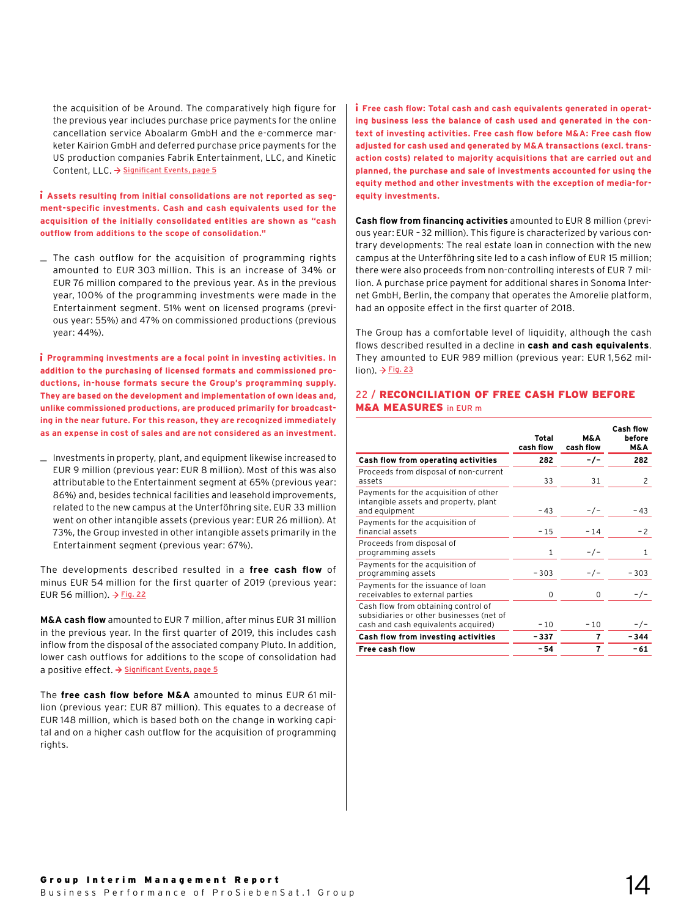the acquisition of be Around. The comparatively high figure for the previous year includes purchase price payments for the online cancellation service Aboalarm GmbH and the e-commerce marketer Kairion GmbH and deferred purchase price payments for the US production companies Fabrik Entertainment, LLC, and Kinetic Content, LLC. → Significant Events, page 5

**i Assets resulting from initial consolidations are not reported as segment-specific investments. Cash and cash equivalents used for the acquisition of the initially consolidated entities are shown as "cash outflow from additions to the scope of consolidation."**

_ The cash outflow for the acquisition of programming rights amounted to EUR 303 million. This is an increase of 34% or EUR 76 million compared to the previous year. As in the previous year, 100% of the programming investments were made in the Entertainment segment. 51% went on licensed programs (previous year: 55%) and 47% on commissioned productions (previous year: 44%).

**i Programming investments are a focal point in investing activities. In addition to the purchasing of licensed formats and commissioned productions, in-house formats secure the Group's programming supply. They are based on the development and implementation of own ideas and, unlike commissioned productions, are produced primarily for broadcasting in the near future. For this reason, they are recognized immediately as an expense in cost of sales and are not considered as an investment.**

_ Investments in property, plant, and equipment likewise increased to EUR 9 million (previous year: EUR 8 million). Most of this was also attributable to the Entertainment segment at 65% (previous year: 86%) and, besides technical facilities and leasehold improvements, related to the new campus at the Unterföhring site. EUR 33 million went on other intangible assets (previous year: EUR 26 million). At 73%, the Group invested in other intangible assets primarily in the Entertainment segment (previous year: 67%).

The developments described resulted in a **free cash flow** of minus EUR 54 million for the first quarter of 2019 (previous year: EUR 56 million). → Fig. 22

**M&A cash flow** amounted to EUR 7 million, after minus EUR 31 million in the previous year. In the first quarter of 2019, this includes cash inflow from the disposal of the associated company Pluto. In addition, lower cash outflows for additions to the scope of consolidation had a positive effect. → Significant Events, page 5

The **free cash flow before M&A** amounted to minus EUR 61 million (previous year: EUR 87 million). This equates to a decrease of EUR 148 million, which is based both on the change in working capital and on a higher cash outflow for the acquisition of programming rights.

**i Free cash flow: Total cash and cash equivalents generated in operating business less the balance of cash used and generated in the context of investing activities. Free cash flow before M&A: Free cash flow adjusted for cash used and generated by M&A transactions (excl. transaction costs) related to majority acquisitions that are carried out and planned, the purchase and sale of investments accounted for using the equity method and other investments with the exception of media-for-equity investments.**

**Cash flow from financing activities** amounted to EUR 8 million (previous year: EUR –32 million). This figure is characterized by various contrary developments: The real estate loan in connection with the new campus at the Unterföhring site led to a cash inflow of EUR 15 million; there were also proceeds from non-controlling interests of EUR 7 million. A purchase price payment for additional shares in Sonoma Internet GmbH, Berlin, the company that operates the Amorelie platform, had an opposite effect in the first quarter of 2018.

The Group has a comfortable level of liquidity, although the cash flows described resulted in a decline in **cash and cash equivalents**. They amounted to EUR 989 million (previous year: EUR 1,562 million). → Fig. 23

## 22 / RECONCILIATION OF FREE CASH FLOW BEFORE M&A MEASURES in EUR m

| | Total cash flow | M&A cash flow | Cash flow before M&A |
|---|---|---|---|
| **Cash flow from operating activities** | **282** | **-/-** | **282** |
| Proceeds from disposal of non-current assets | 33 | 31 | 2 |
| Payments for the acquisition of other intangible assets and property, plant and equipment | -43 | -/- | -43 |
| Payments for the acquisition of financial assets | -15 | -14 | -2 |
| Proceeds from disposal of programming assets | 1 | -/- | 1 |
| Payments for the acquisition of programming assets | -303 | -/- | -303 |
| Payments for the issuance of loan receivables to external parties | 0 | 0 | -/- |
| Cash flow from obtaining control of subsidiaries or other businesses (net of cash and cash equivalents acquired) | -10 | -10 | -/- |
| **Cash flow from investing activities** | **-337** | **7** | **-344** |
| **Free cash flow** | **-54** | **7** | **-61** |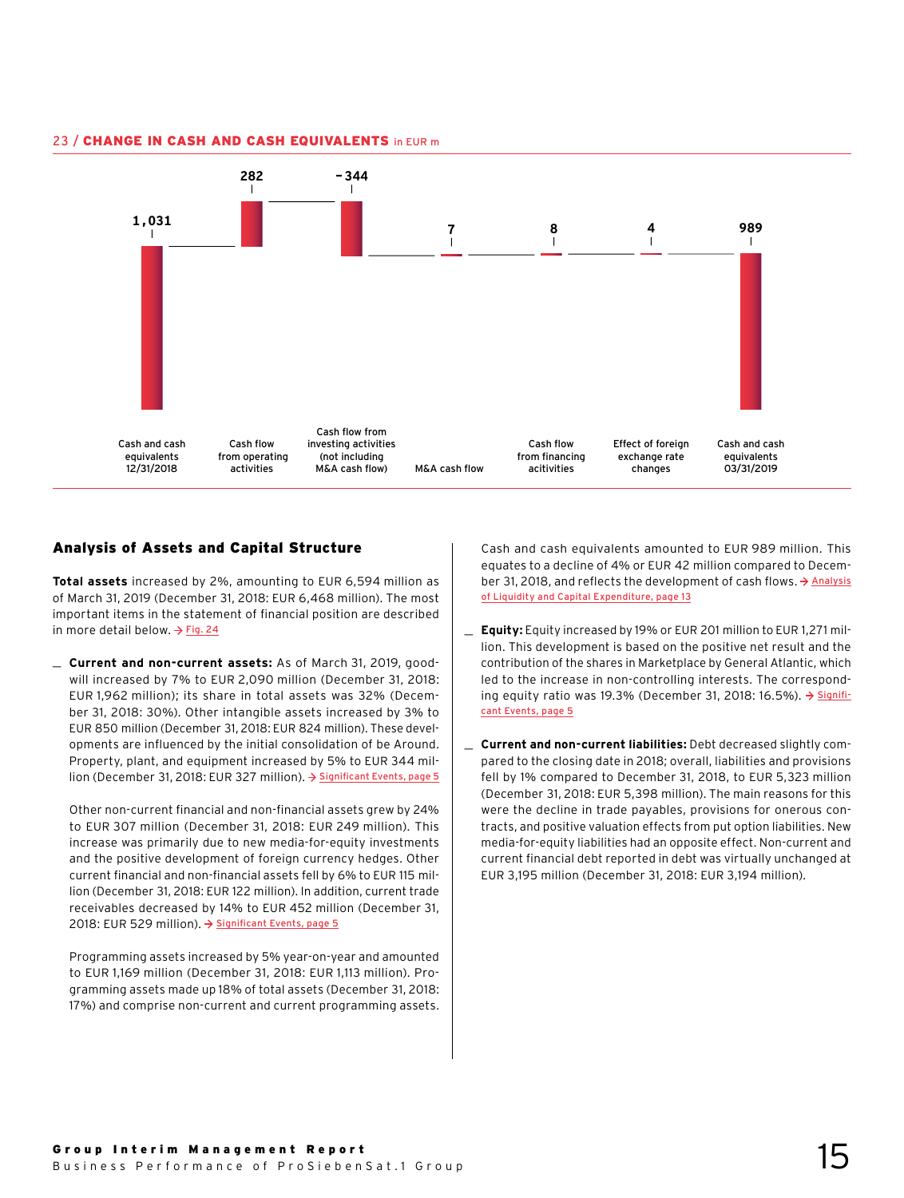**23 / CHANGE IN CASH AND CASH EQUIVALENTS** in EUR m

| Cash and cash equivalents 12/31/2018 | Cash flow from operating activities | Cash flow from investing activities (not including M&A cash flow) | M&A cash flow | Cash flow from financing acitivities | Effect of foreign exchange rate changes | Cash and cash equivalents 03/31/2019 |
|---|---|---|---|---|---|---|
| 1,031 | 282 | -344 | 7 | 8 | 4 | 989 |

## Analysis of Assets and Capital Structure

**Total assets** increased by 2%, amounting to EUR 6,594 million as of March 31, 2019 (December 31, 2018: EUR 6,468 million). The most important items in the statement of financial position are described in more detail below. → Fig. 24

- **Current and non-current assets:** As of March 31, 2019, goodwill increased by 7% to EUR 2,090 million (December 31, 2018: EUR 1,962 million); its share in total assets was 32% (December 31, 2018: 30%). Other intangible assets increased by 3% to EUR 850 million (December 31, 2018: EUR 824 million). These developments are influenced by the initial consolidation of be Around. Property, plant, and equipment increased by 5% to EUR 344 million (December 31, 2018: EUR 327 million). → Significant Events, page 5

  Other non-current financial and non-financial assets grew by 24% to EUR 307 million (December 31, 2018: EUR 249 million). This increase was primarily due to new media-for-equity investments and the positive development of foreign currency hedges. Other current financial and non-financial assets fell by 6% to EUR 115 million (December 31, 2018: EUR 122 million). In addition, current trade receivables decreased by 14% to EUR 452 million (December 31, 2018: EUR 529 million). → Significant Events, page 5

  Programming assets increased by 5% year-on-year and amounted to EUR 1,169 million (December 31, 2018: EUR 1,113 million). Programming assets made up 18% of total assets (December 31, 2018: 17%) and comprise non-current and current programming assets.

  Cash and cash equivalents amounted to EUR 989 million. This equates to a decline of 4% or EUR 42 million compared to December 31, 2018, and reflects the development of cash flows. → Analysis of Liquidity and Capital Expenditure, page 13

- **Equity:** Equity increased by 19% or EUR 201 million to EUR 1,271 million. This development is based on the positive net result and the contribution of the shares in Marketplace by General Atlantic, which led to the increase in non-controlling interests. The corresponding equity ratio was 19.3% (December 31, 2018: 16.5%). → Significant Events, page 5

- **Current and non-current liabilities:** Debt decreased slightly compared to the closing date in 2018; overall, liabilities and provisions fell by 1% compared to December 31, 2018, to EUR 5,323 million (December 31, 2018: EUR 5,398 million). The main reasons for this were the decline in trade payables, provisions for onerous contracts, and positive valuation effects from put option liabilities. New media-for-equity liabilities had an opposite effect. Non-current and current financial debt reported in debt was virtually unchanged at EUR 3,195 million (December 31, 2018: EUR 3,194 million).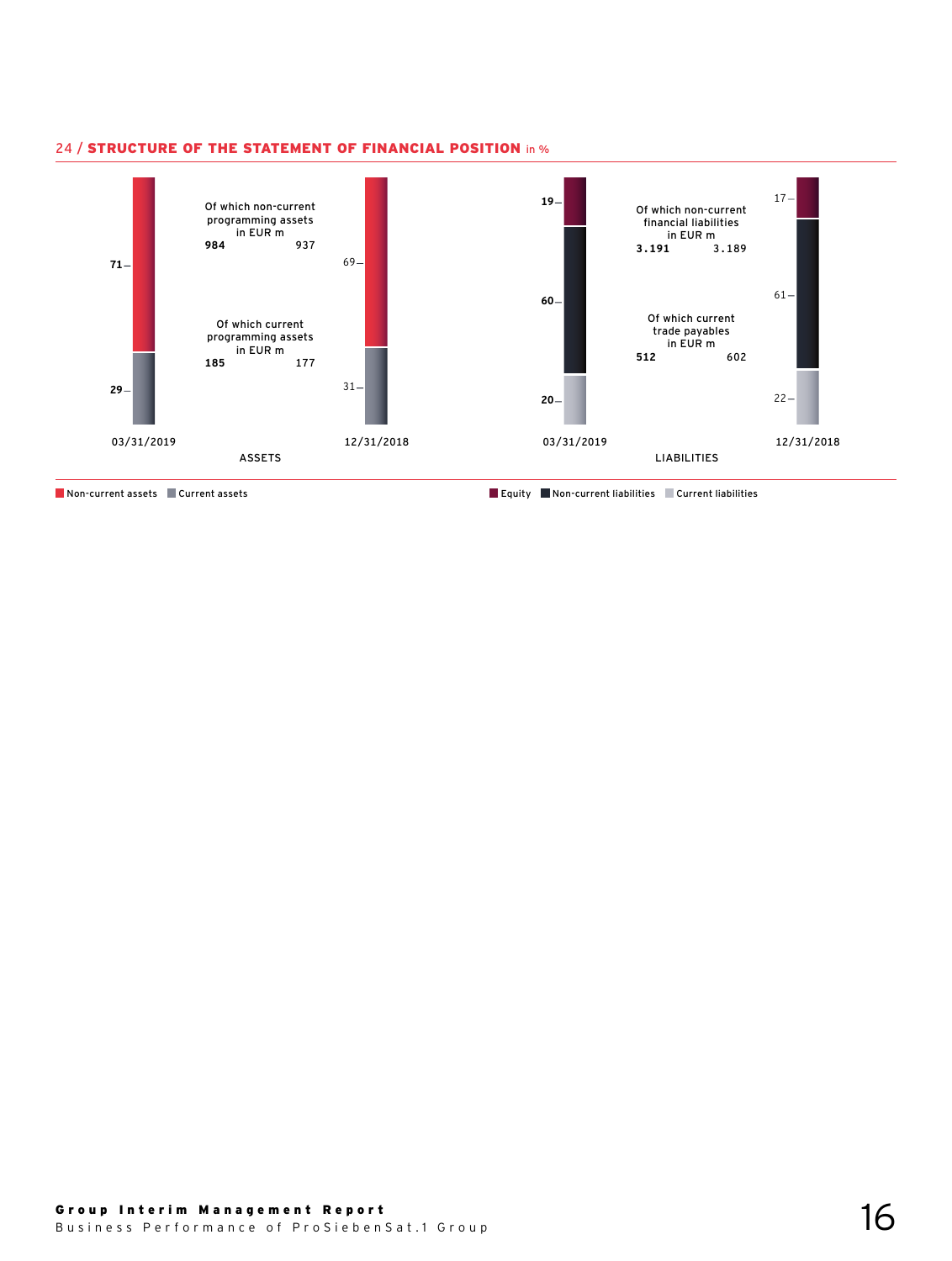## 24 / STRUCTURE OF THE STATEMENT OF FINANCIAL POSITION in %

**ASSETS**

| | 03/31/2019 | 12/31/2018 |
|---|---|---|
| Non-current assets | 71 | 69 |
| Current assets | 29 | 31 |

Of which non-current programming assets in EUR m: **984** (03/31/2019), 937 (12/31/2018)

Of which current programming assets in EUR m: **185** (03/31/2019), 177 (12/31/2018)

**LIABILITIES**

| | 03/31/2019 | 12/31/2018 |
|---|---|---|
| Equity | 19 | 17 |
| Non-current liabilities | 60 | 61 |
| Current liabilities | 20 | 22 |

Of which non-current financial liabilities in EUR m: **3.191** (03/31/2019), 3.189 (12/31/2018)

Of which current trade payables in EUR m: **512** (03/31/2019), 602 (12/31/2018)

Non-current assets · Current assets · Equity · Non-current liabilities · Current liabilities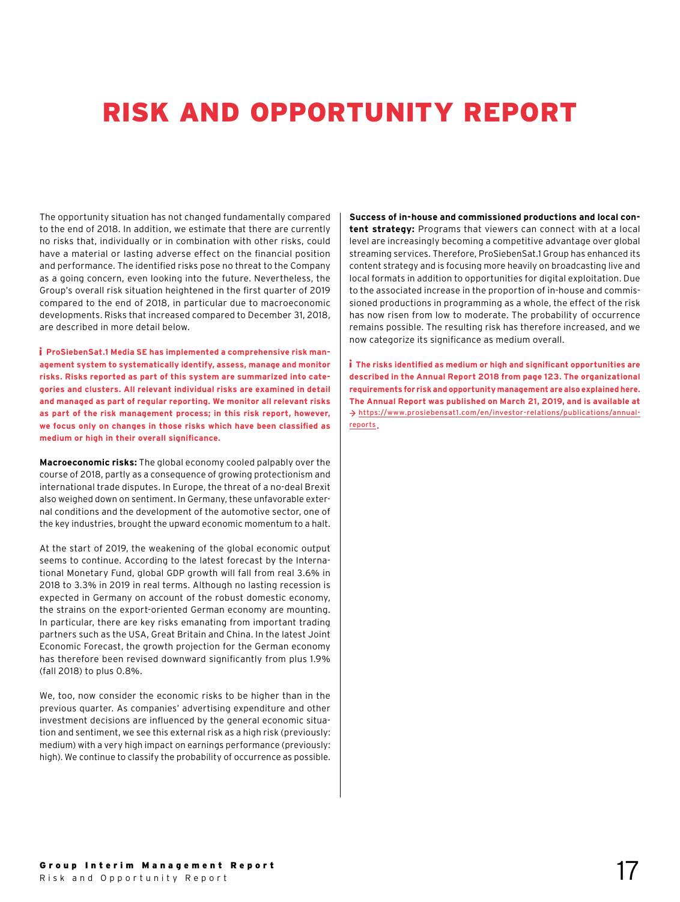# RISK AND OPPORTUNITY REPORT

The opportunity situation has not changed fundamentally compared to the end of 2018. In addition, we estimate that there are currently no risks that, individually or in combination with other risks, could have a material or lasting adverse effect on the financial position and performance. The identified risks pose no threat to the Company as a going concern, even looking into the future. Nevertheless, the Group's overall risk situation heightened in the first quarter of 2019 compared to the end of 2018, in particular due to macroeconomic developments. Risks that increased compared to December 31, 2018, are described in more detail below.

**ProSiebenSat.1 Media SE has implemented a comprehensive risk management system to systematically identify, assess, manage and monitor risks. Risks reported as part of this system are summarized into categories and clusters. All relevant individual risks are examined in detail and managed as part of regular reporting. We monitor all relevant risks as part of the risk management process; in this risk report, however, we focus only on changes in those risks which have been classified as medium or high in their overall significance.**

**Macroeconomic risks:** The global economy cooled palpably over the course of 2018, partly as a consequence of growing protectionism and international trade disputes. In Europe, the threat of a no-deal Brexit also weighed down on sentiment. In Germany, these unfavorable external conditions and the development of the automotive sector, one of the key industries, brought the upward economic momentum to a halt.

At the start of 2019, the weakening of the global economic output seems to continue. According to the latest forecast by the International Monetary Fund, global GDP growth will fall from real 3.6% in 2018 to 3.3% in 2019 in real terms. Although no lasting recession is expected in Germany on account of the robust domestic economy, the strains on the export-oriented German economy are mounting. In particular, there are key risks emanating from important trading partners such as the USA, Great Britain and China. In the latest Joint Economic Forecast, the growth projection for the German economy has therefore been revised downward significantly from plus 1.9% (fall 2018) to plus 0.8%.

We, too, now consider the economic risks to be higher than in the previous quarter. As companies' advertising expenditure and other investment decisions are influenced by the general economic situation and sentiment, we see this external risk as a high risk (previously: medium) with a very high impact on earnings performance (previously: high). We continue to classify the probability of occurrence as possible.

**Success of in-house and commissioned productions and local content strategy:** Programs that viewers can connect with at a local level are increasingly becoming a competitive advantage over global streaming services. Therefore, ProSiebenSat.1 Group has enhanced its content strategy and is focusing more heavily on broadcasting live and local formats in addition to opportunities for digital exploitation. Due to the associated increase in the proportion of in-house and commissioned productions in programming as a whole, the effect of the risk has now risen from low to moderate. The probability of occurrence remains possible. The resulting risk has therefore increased, and we now categorize its significance as medium overall.

**The risks identified as medium or high and significant opportunities are described in the Annual Report 2018 from page 123. The organizational requirements for risk and opportunity management are also explained here. The Annual Report was published on March 21, 2019, and is available at → https://www.prosiebensat1.com/en/investor-relations/publications/annual-reports.**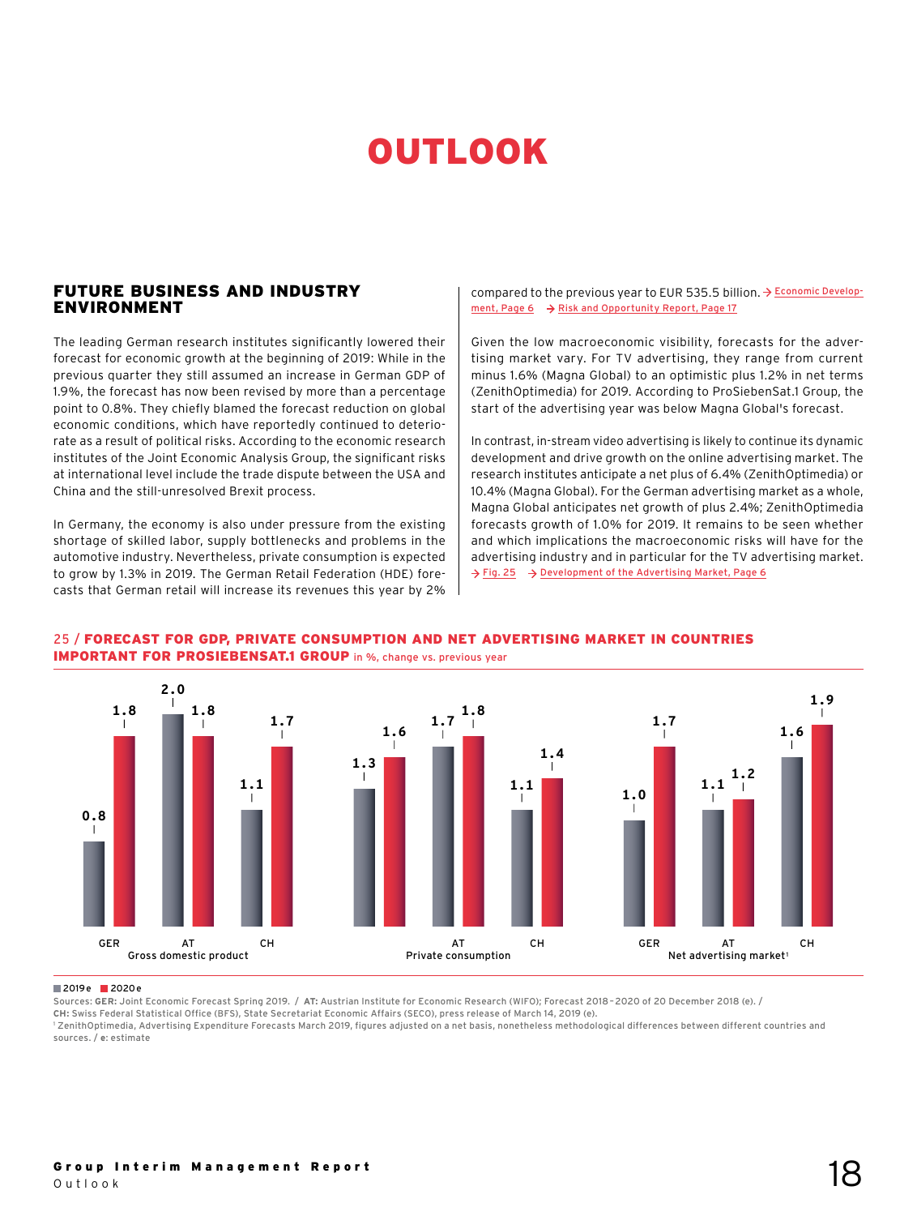# OUTLOOK

## FUTURE BUSINESS AND INDUSTRY ENVIRONMENT

The leading German research institutes significantly lowered their forecast for economic growth at the beginning of 2019: While in the previous quarter they still assumed an increase in German GDP of 1.9%, the forecast has now been revised by more than a percentage point to 0.8%. They chiefly blamed the forecast reduction on global economic conditions, which have reportedly continued to deteriorate as a result of political risks. According to the economic research institutes of the Joint Economic Analysis Group, the significant risks at international level include the trade dispute between the USA and China and the still-unresolved Brexit process.

In Germany, the economy is also under pressure from the existing shortage of skilled labor, supply bottlenecks and problems in the automotive industry. Nevertheless, private consumption is expected to grow by 1.3% in 2019. The German Retail Federation (HDE) forecasts that German retail will increase its revenues this year by 2% compared to the previous year to EUR 535.5 billion. → Economic Development, Page 6 → Risk and Opportunity Report, Page 17

Given the low macroeconomic visibility, forecasts for the advertising market vary. For TV advertising, they range from current minus 1.6% (Magna Global) to an optimistic plus 1.2% in net terms (ZenithOptimedia) for 2019. According to ProSiebenSat.1 Group, the start of the advertising year was below Magna Global's forecast.

In contrast, in-stream video advertising is likely to continue its dynamic development and drive growth on the online advertising market. The research institutes anticipate a net plus of 6.4% (ZenithOptimedia) or 10.4% (Magna Global). For the German advertising market as a whole, Magna Global anticipates net growth of plus 2.4%; ZenithOptimedia forecasts growth of 1.0% for 2019. It remains to be seen whether and which implications the macroeconomic risks will have for the advertising industry and in particular for the TV advertising market. → Fig. 25 → Development of the Advertising Market, Page 6

**25 / FORECAST FOR GDP, PRIVATE CONSUMPTION AND NET ADVERTISING MARKET IN COUNTRIES IMPORTANT FOR PROSIEBENSAT.1 GROUP** in %, change vs. previous year

| | | 2019e | 2020e |
|---|---|---|---|
| Gross domestic product | GER | 0.8 | 1.8 |
| | AT | 2.0 | 1.8 |
| | CH | 1.1 | 1.7 |
| Private consumption | GER | 1.3 | 1.6 |
| | AT | 1.7 | 1.8 |
| | CH | 1.1 | 1.4 |
| Net advertising market[1] | GER | 1.0 | 1.7 |
| | AT | 1.1 | 1.2 |
| | CH | 1.6 | 1.9 |

Sources: **GER:** Joint Economic Forecast Spring 2019. / **AT:** Austrian Institute for Economic Research (WIFO); Forecast 2018 – 2020 of 20 December 2018 (e). /
**CH:** Swiss Federal Statistical Office (BFS), State Secretariat Economic Affairs (SECO), press release of March 14, 2019 (e).
[1] ZenithOptimedia, Advertising Expenditure Forecasts March 2019, figures adjusted on a net basis, nonetheless methodological differences between different countries and sources. / **e:** estimate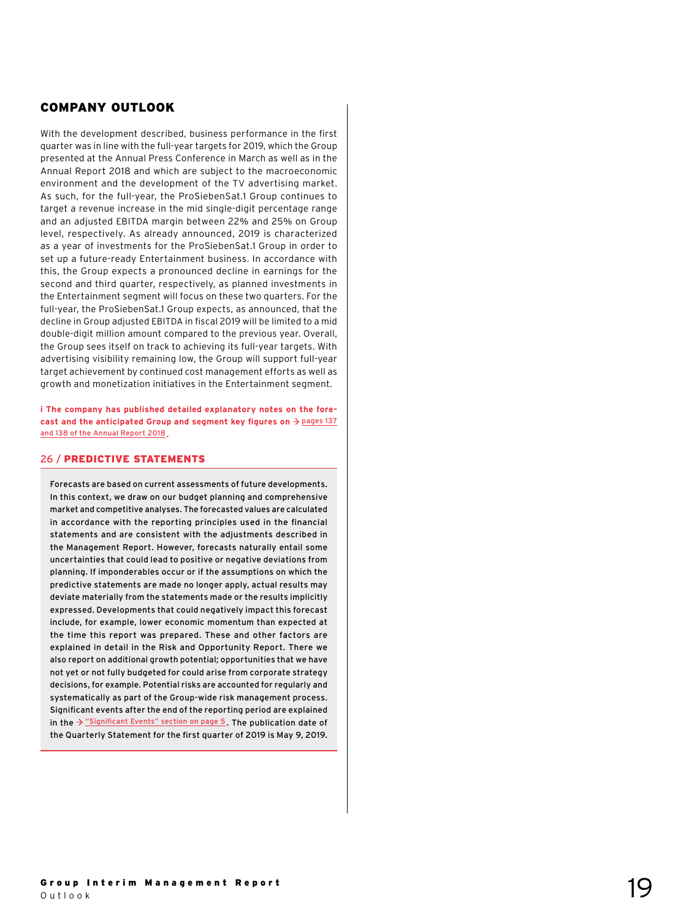## COMPANY OUTLOOK

With the development described, business performance in the first quarter was in line with the full-year targets for 2019, which the Group presented at the Annual Press Conference in March as well as in the Annual Report 2018 and which are subject to the macroeconomic environment and the development of the TV advertising market. As such, for the full-year, the ProSiebenSat.1 Group continues to target a revenue increase in the mid single-digit percentage range and an adjusted EBITDA margin between 22% and 25% on Group level, respectively. As already announced, 2019 is characterized as a year of investments for the ProSiebenSat.1 Group in order to set up a future-ready Entertainment business. In accordance with this, the Group expects a pronounced decline in earnings for the second and third quarter, respectively, as planned investments in the Entertainment segment will focus on these two quarters. For the full-year, the ProSiebenSat.1 Group expects, as announced, that the decline in Group adjusted EBITDA in fiscal 2019 will be limited to a mid double-digit million amount compared to the previous year. Overall, the Group sees itself on track to achieving its full-year targets. With advertising visibility remaining low, the Group will support full-year target achievement by continued cost management efforts as well as growth and monetization initiatives in the Entertainment segment.

**i The company has published detailed explanatory notes on the forecast and the anticipated Group and segment key figures on** → pages 137 and 138 of the Annual Report 2018.

### 26 / PREDICTIVE STATEMENTS

Forecasts are based on current assessments of future developments. In this context, we draw on our budget planning and comprehensive market and competitive analyses. The forecasted values are calculated in accordance with the reporting principles used in the financial statements and are consistent with the adjustments described in the Management Report. However, forecasts naturally entail some uncertainties that could lead to positive or negative deviations from planning. If imponderables occur or if the assumptions on which the predictive statements are made no longer apply, actual results may deviate materially from the statements made or the results implicitly expressed. Developments that could negatively impact this forecast include, for example, lower economic momentum than expected at the time this report was prepared. These and other factors are explained in detail in the Risk and Opportunity Report. There we also report on additional growth potential; opportunities that we have not yet or not fully budgeted for could arise from corporate strategy decisions, for example. Potential risks are accounted for regularly and systematically as part of the Group-wide risk management process. Significant events after the end of the reporting period are explained in the → "Significant Events" section on page 5. The publication date of the Quarterly Statement for the first quarter of 2019 is May 9, 2019.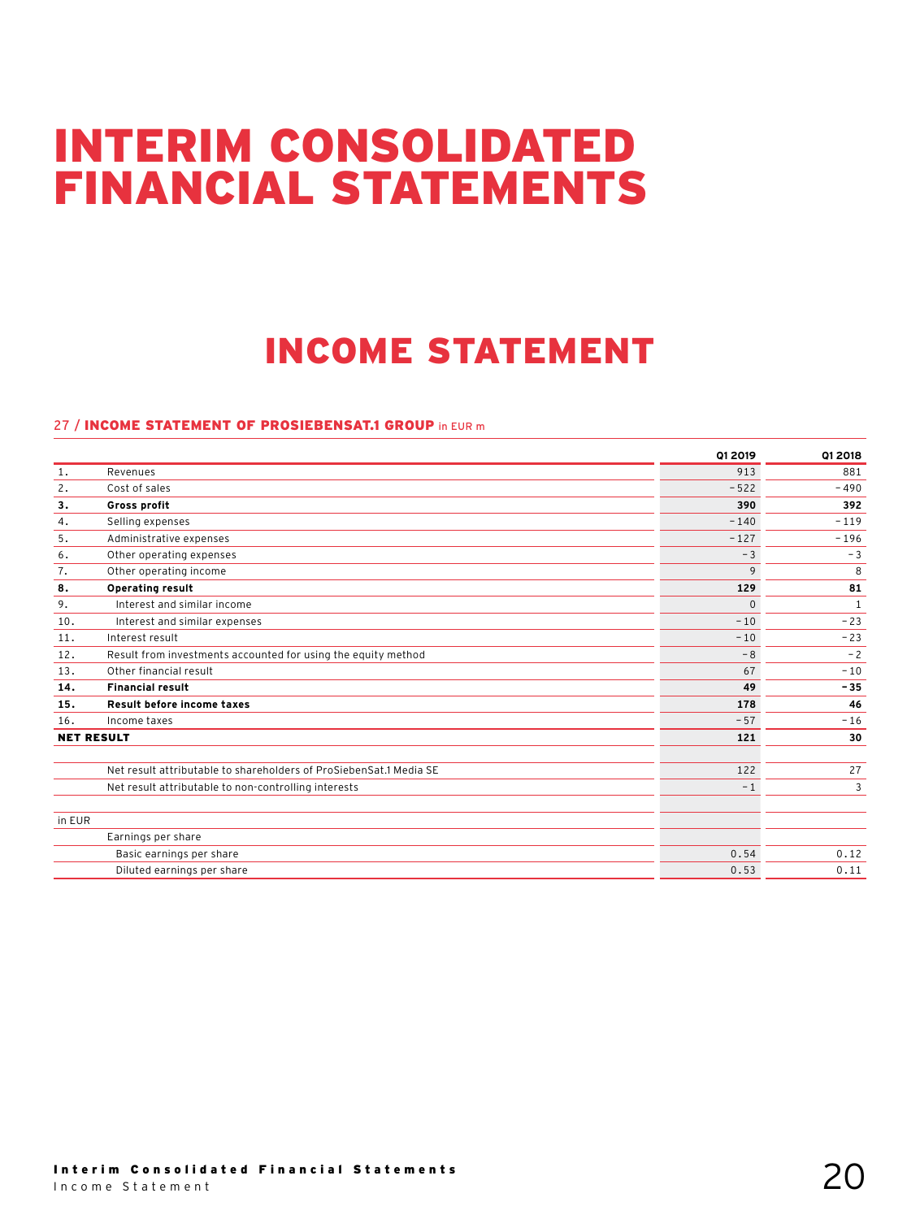# INTERIM CONSOLIDATED FINANCIAL STATEMENTS

## INCOME STATEMENT

27 / **INCOME STATEMENT OF PROSIEBENSAT.1 GROUP** in EUR m

| | | Q1 2019 | Q1 2018 |
|---|---|---|---|
| 1. | Revenues | 913 | 881 |
| 2. | Cost of sales | -522 | -490 |
| **3.** | **Gross profit** | **390** | **392** |
| 4. | Selling expenses | -140 | -119 |
| 5. | Administrative expenses | -127 | -196 |
| 6. | Other operating expenses | -3 | -3 |
| 7. | Other operating income | 9 | 8 |
| **8.** | **Operating result** | **129** | **81** |
| 9. | Interest and similar income | 0 | 1 |
| 10. | Interest and similar expenses | -10 | -23 |
| 11. | Interest result | -10 | -23 |
| 12. | Result from investments accounted for using the equity method | -8 | -2 |
| 13. | Other financial result | 67 | -10 |
| **14.** | **Financial result** | **49** | **-35** |
| **15.** | **Result before income taxes** | **178** | **46** |
| 16. | Income taxes | -57 | -16 |
| **NET RESULT** | | **121** | **30** |
| | | | |
| | Net result attributable to shareholders of ProSiebenSat.1 Media SE | 122 | 27 |
| | Net result attributable to non-controlling interests | -1 | 3 |
| | | | |
| in EUR | | | |
| | Earnings per share | | |
| | Basic earnings per share | 0.54 | 0.12 |
| | Diluted earnings per share | 0.53 | 0.11 |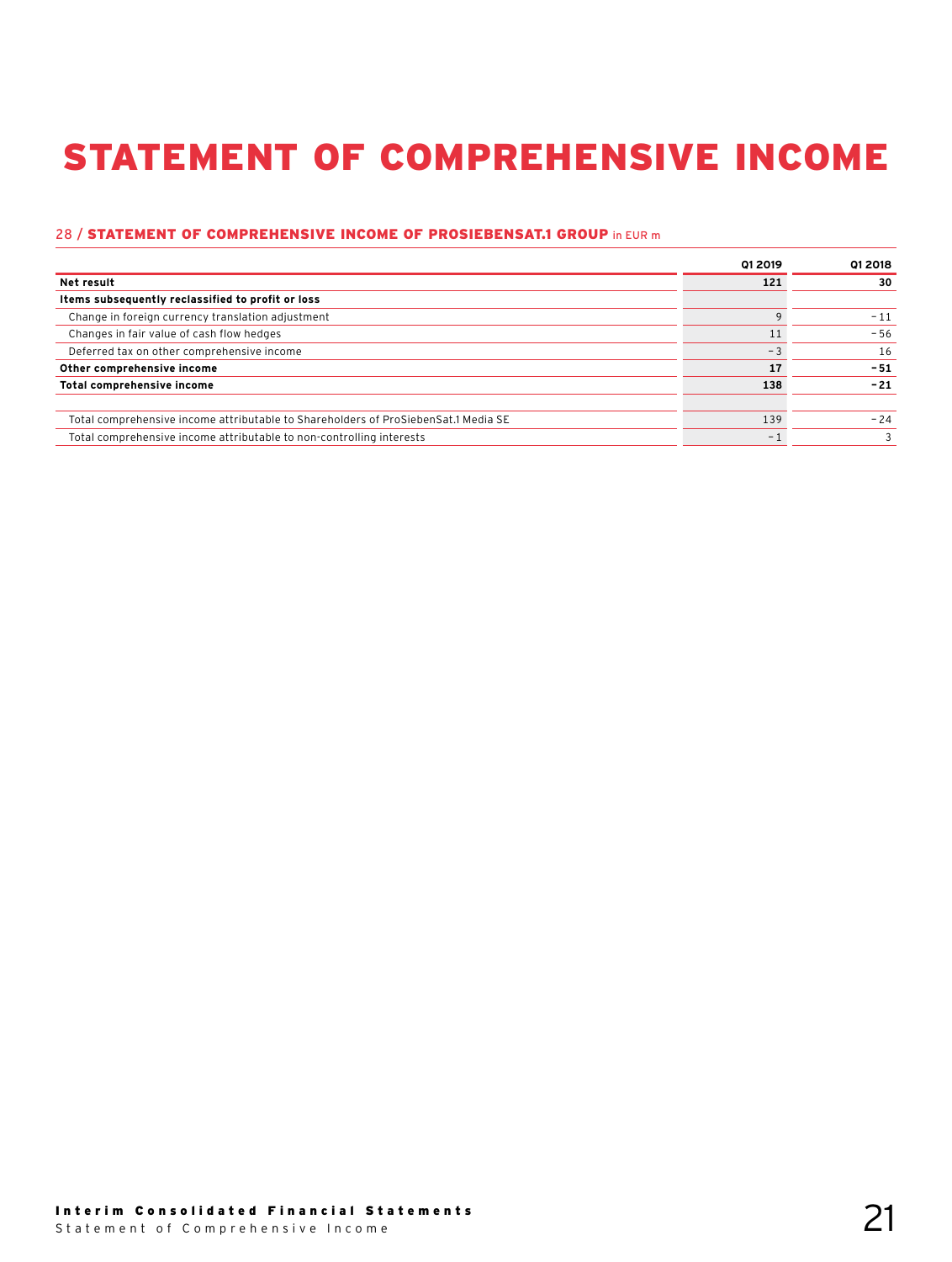# STATEMENT OF COMPREHENSIVE INCOME

28 / **STATEMENT OF COMPREHENSIVE INCOME OF PROSIEBENSAT.1 GROUP** in EUR m

| | Q1 2019 | Q1 2018 |
|---|---|---|
| **Net result** | **121** | **30** |
| **Items subsequently reclassified to profit or loss** | | |
| Change in foreign currency translation adjustment | 9 | −11 |
| Changes in fair value of cash flow hedges | 11 | −56 |
| Deferred tax on other comprehensive income | −3 | 16 |
| **Other comprehensive income** | **17** | **−51** |
| **Total comprehensive income** | **138** | **−21** |
| | | |
| Total comprehensive income attributable to Shareholders of ProSiebenSat.1 Media SE | 139 | −24 |
| Total comprehensive income attributable to non-controlling interests | −1 | 3 |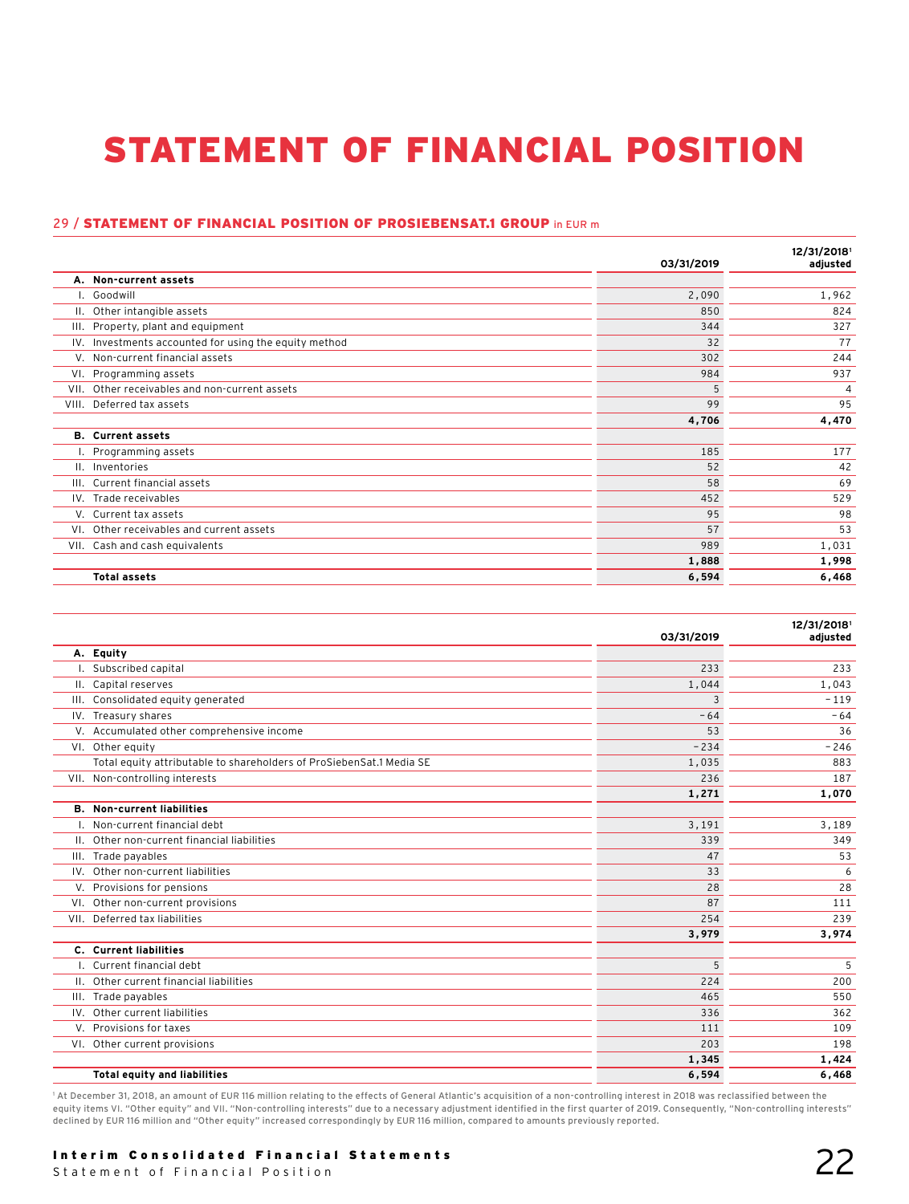# STATEMENT OF FINANCIAL POSITION

## 29 / STATEMENT OF FINANCIAL POSITION OF PROSIEBENSAT.1 GROUP in EUR m

| | | 03/31/2019 | 12/31/2018[1] adjusted |
|---|---|---|---|
| **A.** | **Non-current assets** | | |
| I. | Goodwill | 2,090 | 1,962 |
| II. | Other intangible assets | 850 | 824 |
| III. | Property, plant and equipment | 344 | 327 |
| IV. | Investments accounted for using the equity method | 32 | 77 |
| V. | Non-current financial assets | 302 | 244 |
| VI. | Programming assets | 984 | 937 |
| VII. | Other receivables and non-current assets | 5 | 4 |
| VIII. | Deferred tax assets | 99 | 95 |
| | | **4,706** | **4,470** |
| **B.** | **Current assets** | | |
| I. | Programming assets | 185 | 177 |
| II. | Inventories | 52 | 42 |
| III. | Current financial assets | 58 | 69 |
| IV. | Trade receivables | 452 | 529 |
| V. | Current tax assets | 95 | 98 |
| VI. | Other receivables and current assets | 57 | 53 |
| VII. | Cash and cash equivalents | 989 | 1,031 |
| | | **1,888** | **1,998** |
| | **Total assets** | **6,594** | **6,468** |

| | | 03/31/2019 | 12/31/2018[1] adjusted |
|---|---|---|---|
| **A.** | **Equity** | | |
| I. | Subscribed capital | 233 | 233 |
| II. | Capital reserves | 1,044 | 1,043 |
| III. | Consolidated equity generated | 3 | −119 |
| IV. | Treasury shares | −64 | −64 |
| V. | Accumulated other comprehensive income | 53 | 36 |
| VI. | Other equity | −234 | −246 |
| | Total equity attributable to shareholders of ProSiebenSat.1 Media SE | 1,035 | 883 |
| VII. | Non-controlling interests | 236 | 187 |
| | | **1,271** | **1,070** |
| **B.** | **Non-current liabilities** | | |
| I. | Non-current financial debt | 3,191 | 3,189 |
| II. | Other non-current financial liabilities | 339 | 349 |
| III. | Trade payables | 47 | 53 |
| IV. | Other non-current liabilities | 33 | 6 |
| V. | Provisions for pensions | 28 | 28 |
| VI. | Other non-current provisions | 87 | 111 |
| VII. | Deferred tax liabilities | 254 | 239 |
| | | **3,979** | **3,974** |
| **C.** | **Current liabilities** | | |
| I. | Current financial debt | 5 | 5 |
| II. | Other current financial liabilities | 224 | 200 |
| III. | Trade payables | 465 | 550 |
| IV. | Other current liabilities | 336 | 362 |
| V. | Provisions for taxes | 111 | 109 |
| VI. | Other current provisions | 203 | 198 |
| | | **1,345** | **1,424** |
| | **Total equity and liabilities** | **6,594** | **6,468** |

[1] At December 31, 2018, an amount of EUR 116 million relating to the effects of General Atlantic's acquisition of a non-controlling interest in 2018 was reclassified between the equity items VI. "Other equity" and VII. "Non-controlling interests" due to a necessary adjustment identified in the first quarter of 2019. Consequently, "Non-controlling interests" declined by EUR 116 million and "Other equity" increased correspondingly by EUR 116 million, compared to amounts previously reported.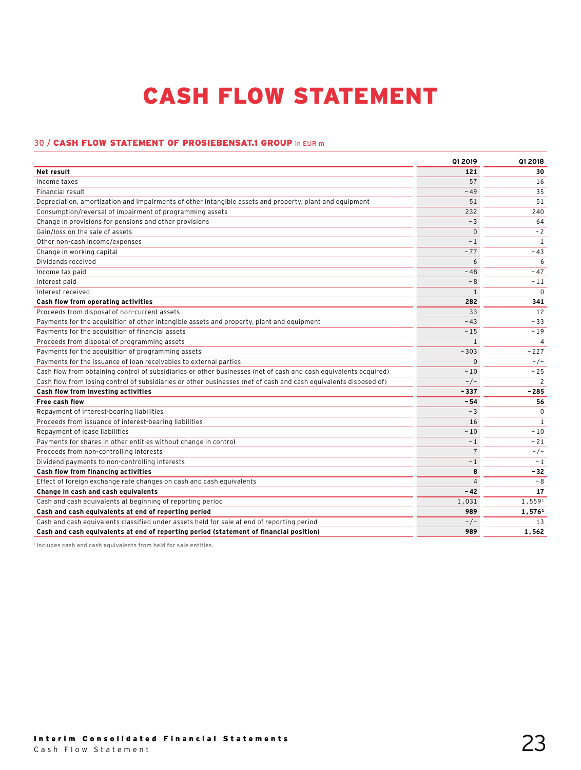# CASH FLOW STATEMENT

## 30 / CASH FLOW STATEMENT OF PROSIEBENSAT.1 GROUP in EUR m

| | Q1 2019 | Q1 2018 |
|---|---|---|
| **Net result** | **121** | **30** |
| Income taxes | 57 | 16 |
| Financial result | −49 | 35 |
| Depreciation, amortization and impairments of other intangible assets and property, plant and equipment | 51 | 51 |
| Consumption/reversal of impairment of programming assets | 232 | 240 |
| Change in provisions for pensions and other provisions | −3 | 64 |
| Gain/loss on the sale of assets | 0 | −2 |
| Other non-cash income/expenses | −1 | 1 |
| Change in working capital | −77 | −43 |
| Dividends received | 6 | 6 |
| Income tax paid | −48 | −47 |
| Interest paid | −8 | −11 |
| Interest received | 1 | 0 |
| **Cash flow from operating activities** | **282** | **341** |
| Proceeds from disposal of non-current assets | 33 | 12 |
| Payments for the acquisition of other intangible assets and property, plant and equipment | −43 | −33 |
| Payments for the acquisition of financial assets | −15 | −19 |
| Proceeds from disposal of programming assets | 1 | 4 |
| Payments for the acquisition of programming assets | −303 | −227 |
| Payments for the issuance of loan receivables to external parties | 0 | −/− |
| Cash flow from obtaining control of subsidiaries or other businesses (net of cash and cash equivalents acquired) | −10 | −25 |
| Cash flow from losing control of subsidiaries or other businesses (net of cash and cash equivalents disposed of) | −/− | 2 |
| **Cash flow from investing activities** | **−337** | **−285** |
| **Free cash flow** | **−54** | **56** |
| Repayment of interest-bearing liabilities | −3 | 0 |
| Proceeds from issuance of interest-bearing liabilities | 16 | 1 |
| Repayment of lease liabilities | −10 | −10 |
| Payments for shares in other entities without change in control | −1 | −21 |
| Proceeds from non-controlling interests | 7 | −/− |
| Dividend payments to non-controlling interests | −1 | −1 |
| **Cash flow from financing activities** | **8** | **−32** |
| Effect of foreign exchange rate changes on cash and cash equivalents | 4 | −8 |
| **Change in cash and cash equivalents** | **−42** | **17** |
| Cash and cash equivalents at beginning of reporting period | 1,031 | 1,559[1] |
| **Cash and cash equivalents at end of reporting period** | **989** | **1,576[1]** |
| Cash and cash equivalents classified under assets held for sale at end of reporting period | −/− | 13 |
| **Cash and cash equivalents at end of reporting period (statement of financial position)** | **989** | **1,562** |

[1] Includes cash and cash equivalents from held for sale entities.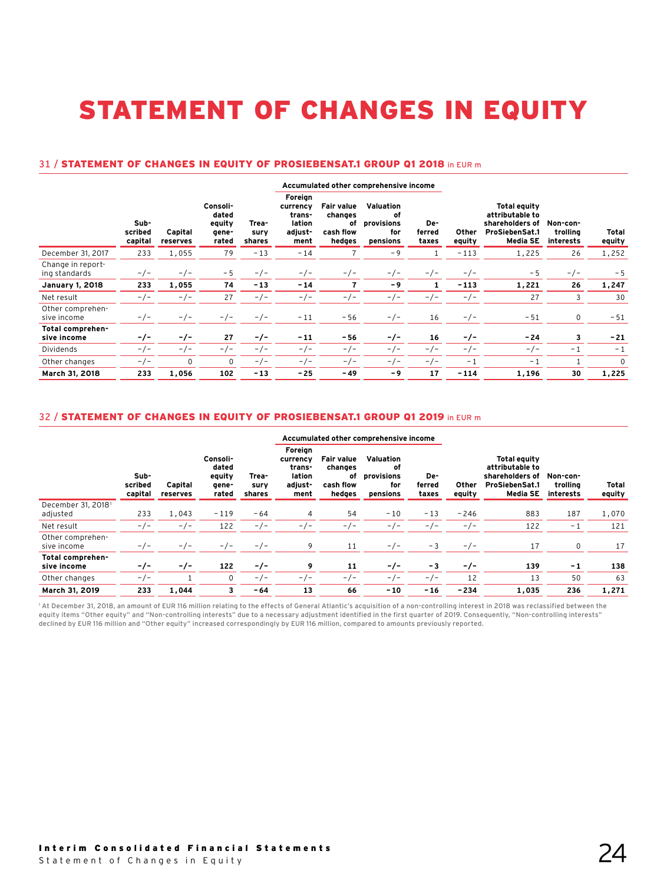# STATEMENT OF CHANGES IN EQUITY

## 31 / STATEMENT OF CHANGES IN EQUITY OF PROSIEBENSAT.1 GROUP Q1 2018 in EUR m

| | | | | | Accumulated other comprehensive income | | | | | | | |
|---|---|---|---|---|---|---|---|---|---|---|---|---|
| | Subscribed capital | Capital reserves | Consolidated equity generated | Treasury shares | Foreign currency translation adjustment | Fair value changes of cash flow hedges | Valuation of provisions for pensions | Deferred taxes | Other equity | Total equity attributable to shareholders of ProSiebenSat.1 Media SE | Non-controlling interests | Total equity |
| December 31, 2017 | 233 | 1,055 | 79 | -13 | -14 | 7 | -9 | 1 | -113 | 1,225 | 26 | 1,252 |
| Change in reporting standards | -/- | -/- | -5 | -/- | -/- | -/- | -/- | -/- | -/- | -5 | -/- | -5 |
| **January 1, 2018** | **233** | **1,055** | **74** | **-13** | **-14** | **7** | **-9** | **1** | **-113** | **1,221** | **26** | **1,247** |
| Net result | -/- | -/- | 27 | -/- | -/- | -/- | -/- | -/- | -/- | 27 | 3 | 30 |
| Other comprehensive income | -/- | -/- | -/- | -/- | -11 | -56 | -/- | 16 | -/- | -51 | 0 | -51 |
| **Total comprehensive income** | **-/-** | **-/-** | **27** | **-/-** | **-11** | **-56** | **-/-** | **16** | **-/-** | **-24** | **3** | **-21** |
| Dividends | -/- | -/- | -/- | -/- | -/- | -/- | -/- | -/- | -/- | -/- | -1 | -1 |
| Other changes | -/- | 0 | 0 | -/- | -/- | -/- | -/- | -/- | -1 | -1 | 1 | 0 |
| **March 31, 2018** | **233** | **1,056** | **102** | **-13** | **-25** | **-49** | **-9** | **17** | **-114** | **1,196** | **30** | **1,225** |

## 32 / STATEMENT OF CHANGES IN EQUITY OF PROSIEBENSAT.1 GROUP Q1 2019 in EUR m

| | | | | | Accumulated other comprehensive income | | | | | | | |
|---|---|---|---|---|---|---|---|---|---|---|---|---|
| | Subscribed capital | Capital reserves | Consolidated equity generated | Treasury shares | Foreign currency translation adjustment | Fair value changes of cash flow hedges | Valuation of provisions for pensions | Deferred taxes | Other equity | Total equity attributable to shareholders of ProSiebenSat.1 Media SE | Non-controlling interests | Total equity |
| December 31, 2018[1] adjusted | 233 | 1,043 | -119 | -64 | 4 | 54 | -10 | -13 | -246 | 883 | 187 | 1,070 |
| Net result | -/- | -/- | 122 | -/- | -/- | -/- | -/- | -/- | -/- | 122 | -1 | 121 |
| Other comprehensive income | -/- | -/- | -/- | -/- | 9 | 11 | -/- | -3 | -/- | 17 | 0 | 17 |
| **Total comprehensive income** | **-/-** | **-/-** | **122** | **-/-** | **9** | **11** | **-/-** | **-3** | **-/-** | **139** | **-1** | **138** |
| Other changes | -/- | 1 | 0 | -/- | -/- | -/- | -/- | -/- | 12 | 13 | 50 | 63 |
| **March 31, 2019** | **233** | **1,044** | **3** | **-64** | **13** | **66** | **-10** | **-16** | **-234** | **1,035** | **236** | **1,271** |

[1] At December 31, 2018, an amount of EUR 116 million relating to the effects of General Atlantic's acquisition of a non-controlling interest in 2018 was reclassified between the equity items "Other equity" and "Non-controlling interests" due to a necessary adjustment identified in the first quarter of 2019. Consequently, "Non-controlling interests" declined by EUR 116 million and "Other equity" increased correspondingly by EUR 116 million, compared to amounts previously reported.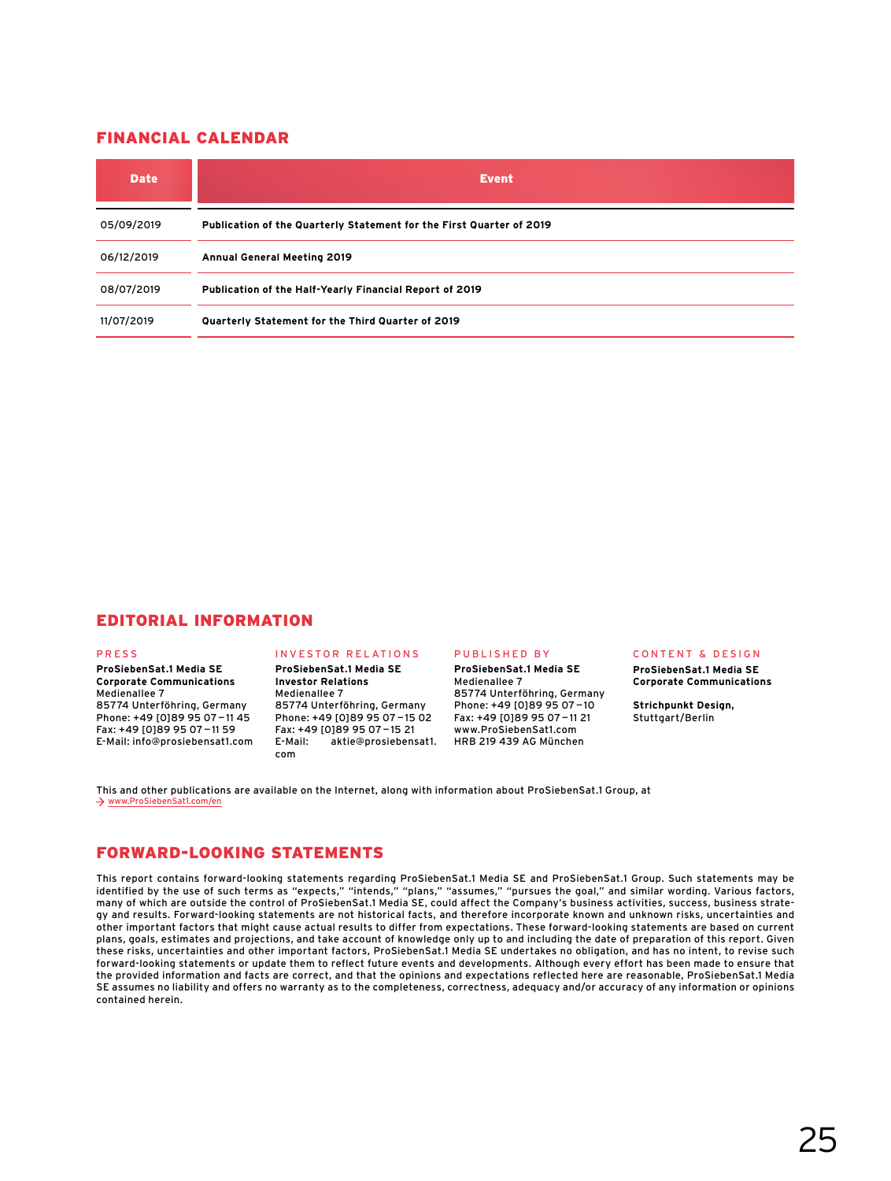## FINANCIAL CALENDAR

| Date | Event |
|---|---|
| 05/09/2019 | **Publication of the Quarterly Statement for the First Quarter of 2019** |
| 06/12/2019 | **Annual General Meeting 2019** |
| 08/07/2019 | **Publication of the Half-Yearly Financial Report of 2019** |
| 11/07/2019 | **Quarterly Statement for the Third Quarter of 2019** |

## EDITORIAL INFORMATION

**PRESS**

**ProSiebenSat.1 Media SE**
**Corporate Communications**
Medienallee 7
85774 Unterföhring, Germany
Phone: +49 [0]89 95 07 – 11 45
Fax: +49 [0]89 95 07 – 11 59
E-Mail: info@prosiebensat1.com

**INVESTOR RELATIONS**

**ProSiebenSat.1 Media SE**
**Investor Relations**
Medienallee 7
85774 Unterföhring, Germany
Phone: +49 [0]89 95 07 – 15 02
Fax: +49 [0]89 95 07 – 15 21
E-Mail: aktie@prosiebensat1.com

**PUBLISHED BY**

**ProSiebenSat.1 Media SE**
Medienallee 7
85774 Unterföhring, Germany
Phone: +49 [0]89 95 07 – 10
Fax: +49 [0]89 95 07 – 11 21
www.ProSiebenSat1.com
HRB 219 439 AG München

**CONTENT & DESIGN**

**ProSiebenSat.1 Media SE**
**Corporate Communications**

**Strichpunkt Design,**
Stuttgart/Berlin

This and other publications are available on the Internet, along with information about ProSiebenSat.1 Group, at
→ www.ProSiebenSat1.com/en

## FORWARD-LOOKING STATEMENTS

This report contains forward-looking statements regarding ProSiebenSat.1 Media SE and ProSiebenSat.1 Group. Such statements may be identified by the use of such terms as "expects," "intends," "plans," "assumes," "pursues the goal," and similar wording. Various factors, many of which are outside the control of ProSiebenSat.1 Media SE, could affect the Company's business activities, success, business strategy and results. Forward-looking statements are not historical facts, and therefore incorporate known and unknown risks, uncertainties and other important factors that might cause actual results to differ from expectations. These forward-looking statements are based on current plans, goals, estimates and projections, and take account of knowledge only up to and including the date of preparation of this report. Given these risks, uncertainties and other important factors, ProSiebenSat.1 Media SE undertakes no obligation, and has no intent, to revise such forward-looking statements or update them to reflect future events and developments. Although every effort has been made to ensure that the provided information and facts are correct, and that the opinions and expectations reflected here are reasonable, ProSiebenSat.1 Media SE assumes no liability and offers no warranty as to the completeness, correctness, adequacy and/or accuracy of any information or opinions contained herein.